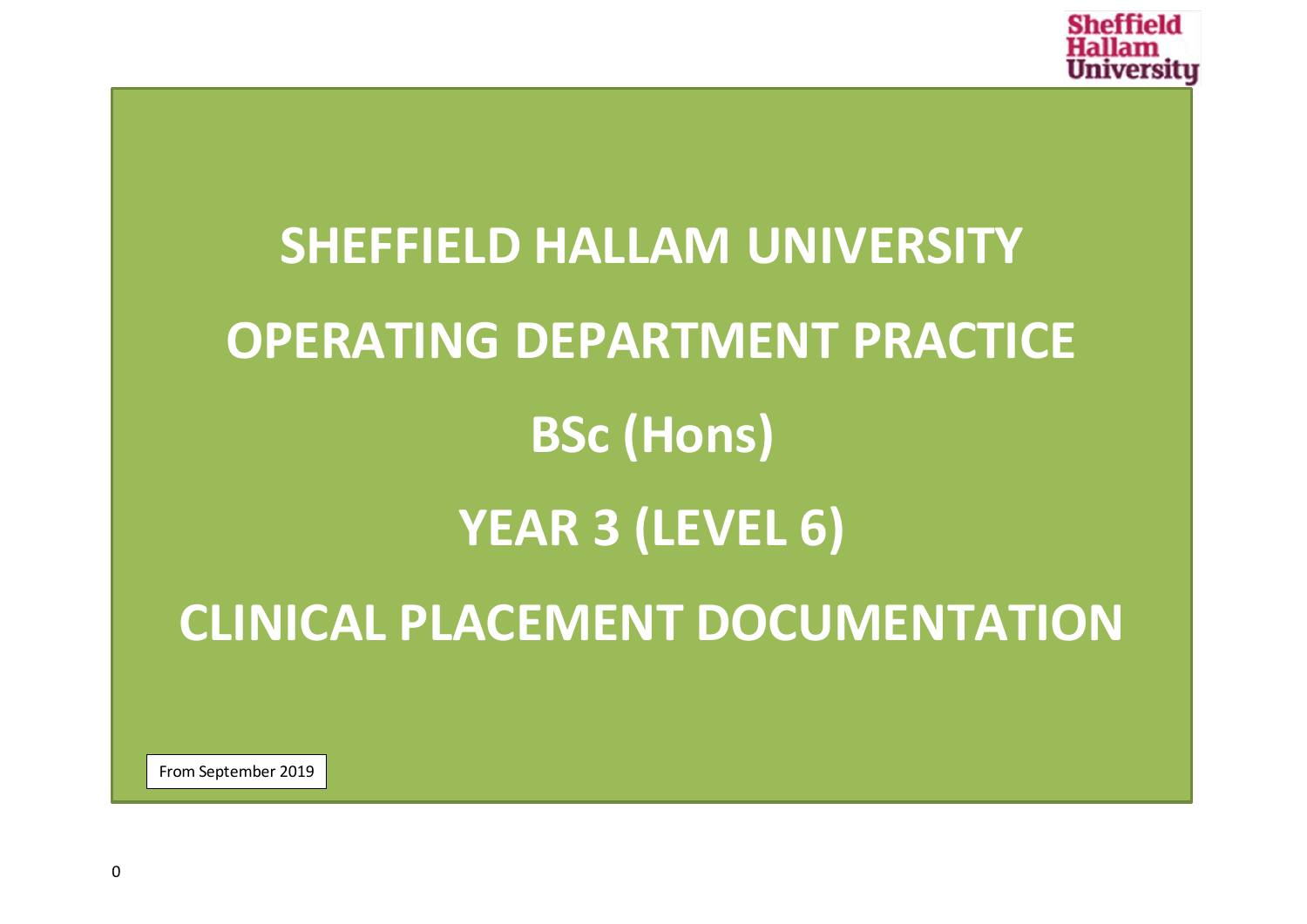# SHEFFIELD HALLAM UNIVERSITY

# OPERATING DEPARTMENT PRACTICE

# BSc (Hons)

# YEAR 3 (LEVEL 6)

# CLINICAL PLACEMENT DOCUMENTATION

From September 2019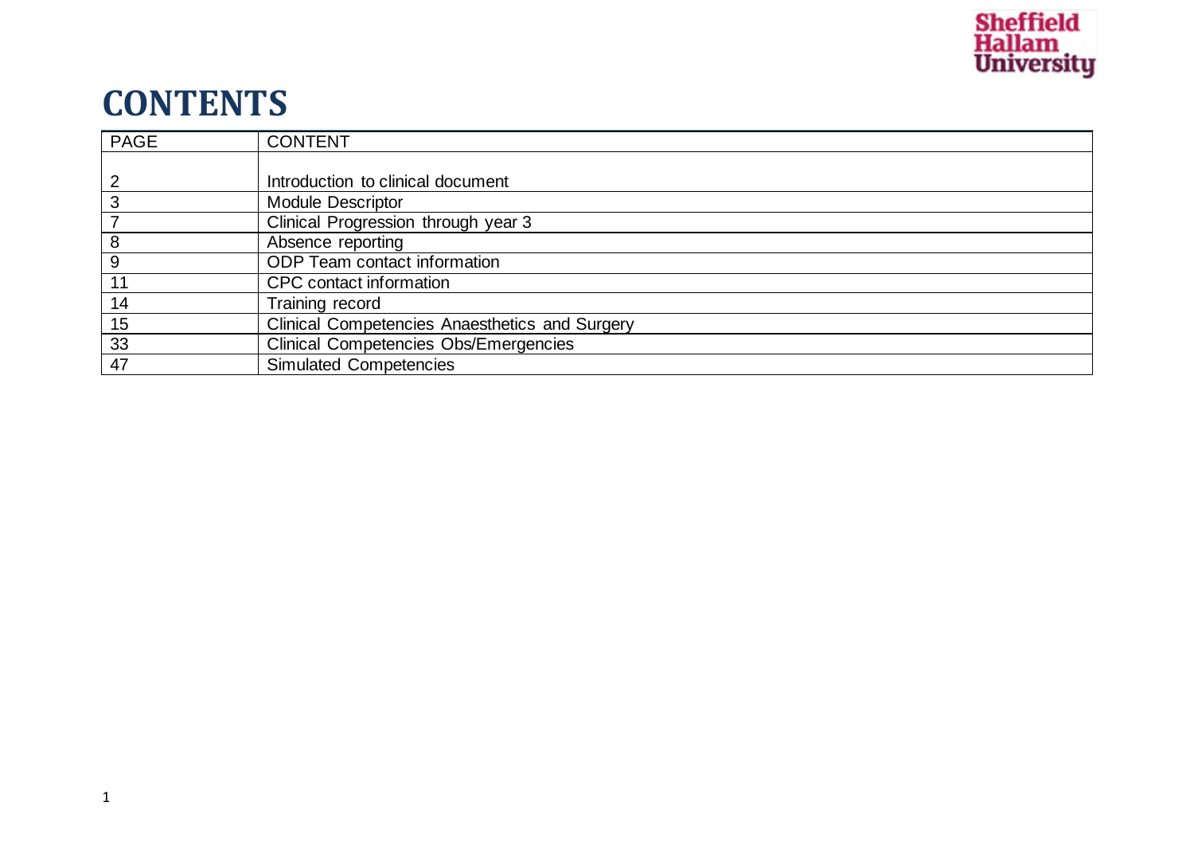# CONTENTS

| PAGE | CONTENT |
|---|---|
| 2 | Introduction to clinical document |
| 3 | Module Descriptor |
| 7 | Clinical Progression through year 3 |
| 8 | Absence reporting |
| 9 | ODP Team contact information |
| 11 | CPC contact information |
| 14 | Training record |
| 15 | Clinical Competencies Anaesthetics and Surgery |
| 33 | Clinical Competencies Obs/Emergencies |
| 47 | Simulated Competencies |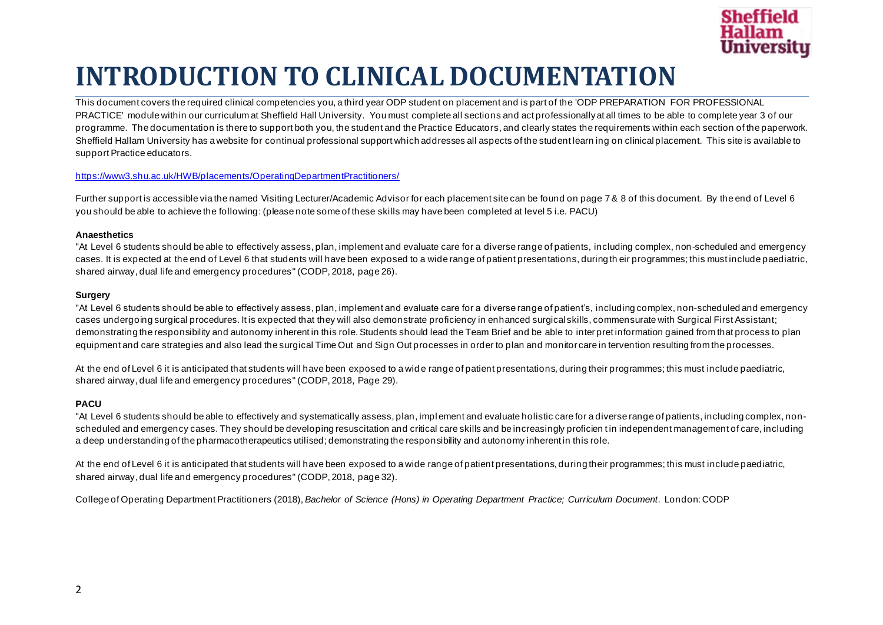# INTRODUCTION TO CLINICAL DOCUMENTATION

This document covers the required clinical competencies you, a third year ODP student on placement and is part of the 'ODP PREPARATION FOR PROFESSIONAL PRACTICE' module within our curriculum at Sheffield Hall University. You must complete all sections and act professionally at all times to be able to complete year 3 of our programme. The documentation is there to support both you, the student and the Practice Educators, and clearly states the requirements within each section of the paperwork. Sheffield Hallam University has a website for continual professional support which addresses all aspects of the student learn ing on clinical placement. This site is available to support Practice educators.

https://www3.shu.ac.uk/HWB/placements/OperatingDepartmentPractitioners/

Further support is accessible via the named Visiting Lecturer/Academic Advisor for each placement site can be found on page 7 & 8 of this document. By the end of Level 6 you should be able to achieve the following: (please note some of these skills may have been completed at level 5 i.e. PACU)

**Anaesthetics**

"At Level 6 students should be able to effectively assess, plan, implement and evaluate care for a diverse range of patients, including complex, non-scheduled and emergency cases. It is expected at the end of Level 6 that students will have been exposed to a wide range of patient presentations, during th eir programmes; this must include paediatric, shared airway, dual life and emergency procedures" (CODP, 2018, page 26).

**Surgery**

"At Level 6 students should be able to effectively assess, plan, implement and evaluate care for a diverse range of patient's, including complex, non-scheduled and emergency cases undergoing surgical procedures. It is expected that they will also demonstrate proficiency in enhanced surgical skills, commensurate with Surgical First Assistant; demonstrating the responsibility and autonomy inherent in this role. Students should lead the Team Brief and be able to inter pret information gained from that process to plan equipment and care strategies and also lead the surgical Time Out and Sign Out processes in order to plan and monitor care in tervention resulting from the processes.

At the end of Level 6 it is anticipated that students will have been exposed to a wid e range of patient presentations, during their programmes; this must include paediatric, shared airway, dual life and emergency procedures" (CODP, 2018, Page 29).

**PACU**

"At Level 6 students should be able to effectively and systematically assess, plan, impl ement and evaluate holistic care for a diverse range of patients, including complex, non-scheduled and emergency cases. They should be developing resuscitation and critical care skills and be increasingly proficien t in independent management of care, including a deep understanding of the pharmacotherapeutics utilised; demonstrating the responsibility and autonomy inherent in this role.

At the end of Level 6 it is anticipated that students will have been exposed to a wide range of patient presentations, during their programmes; this must include paediatric, shared airway, dual life and emergency procedures" (CODP, 2018, page 32).

College of Operating Department Practitioners (2018), *Bachelor of Science (Hons) in Operating Department Practice; Curriculum Document*. London: CODP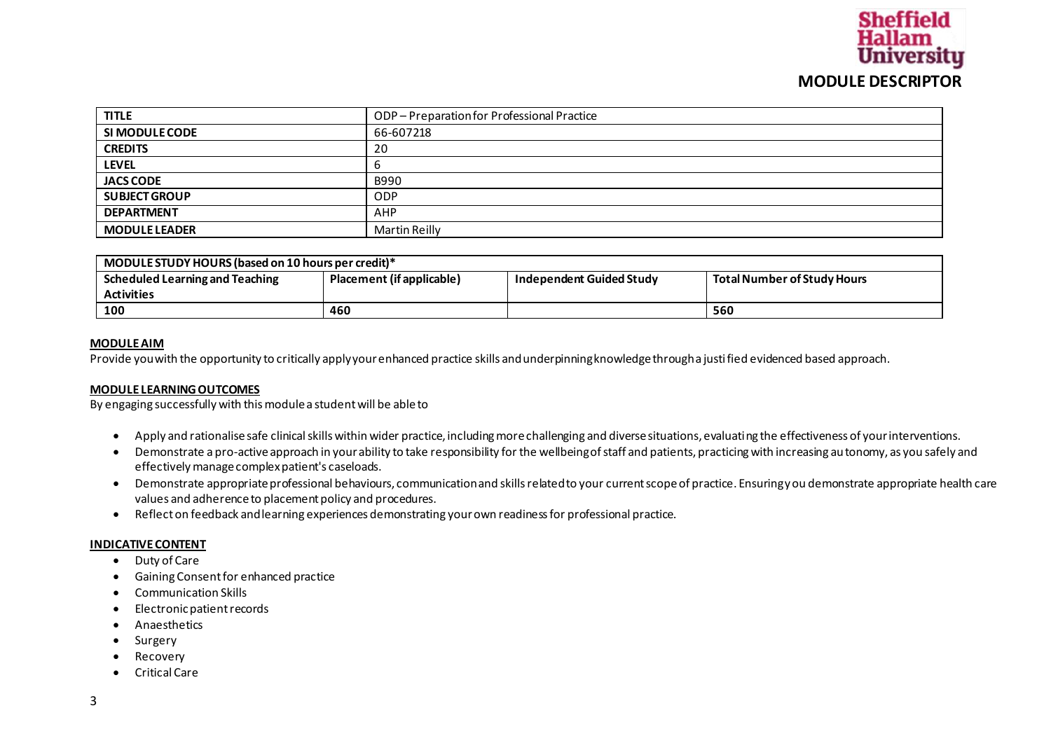Sheffield Hallam University

# MODULE DESCRIPTOR

| TITLE | ODP – Preparation for Professional Practice |
| --- | --- |
| SI MODULE CODE | 66-607218 |
| CREDITS | 20 |
| LEVEL | 6 |
| JACS CODE | B990 |
| SUBJECT GROUP | ODP |
| DEPARTMENT | AHP |
| MODULE LEADER | Martin Reilly |

| MODULE STUDY HOURS (based on 10 hours per credit)* | | | |
| --- | --- | --- | --- |
| **Scheduled Learning and Teaching Activities** | **Placement (if applicable)** | **Independent Guided Study** | **Total Number of Study Hours** |
| **100** | **460** | | **560** |

## MODULE AIM

Provide you with the opportunity to critically apply your enhanced practice skills and underpinning knowledge through a justified evidenced based approach.

## MODULE LEARNING OUTCOMES

By engaging successfully with this module a student will be able to

- Apply and rationalise safe clinical skills within wider practice, including more challenging and diverse situations, evaluating the effectiveness of your interventions.
- Demonstrate a pro-active approach in your ability to take responsibility for the wellbeing of staff and patients, practicing with increasing autonomy, as you safely and effectively manage complex patient's caseloads.
- Demonstrate appropriate professional behaviours, communication and skills related to your current scope of practice. Ensuring you demonstrate appropriate health care values and adherence to placement policy and procedures.
- Reflect on feedback and learning experiences demonstrating your own readiness for professional practice.

## INDICATIVE CONTENT

- Duty of Care
- Gaining Consent for enhanced practice
- Communication Skills
- Electronic patient records
- Anaesthetics
- Surgery
- Recovery
- Critical Care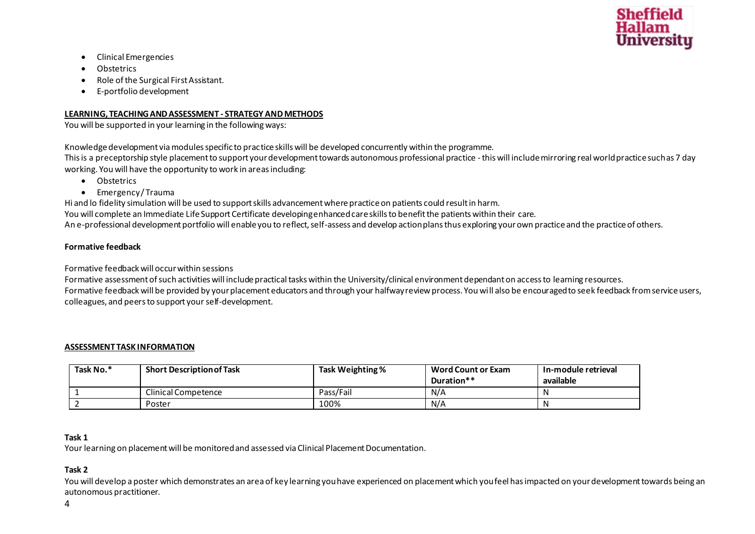- Clinical Emergencies
- Obstetrics
- Role of the Surgical First Assistant.
- E-portfolio development

**LEARNING, TEACHING AND ASSESSMENT - STRATEGY AND METHODS**

You will be supported in your learning in the following ways:

Knowledge development via modules specific to practice skills will be developed concurrently within the programme.
This is a preceptorship style placement to support your development towards autonomous professional practice - this will include mirroring real world practice such as 7 day working. You will have the opportunity to work in areas including:

- Obstetrics
- Emergency/Trauma

Hi and lo fidelity simulation will be used to support skills advancement where practice on patients could result in harm.
You will complete an Immediate Life Support Certificate developing enhanced care skills to benefit the patients within their care.
An e-professional development portfolio will enable you to reflect, self-assess and develop action plans thus exploring your own practice and the practice of others.

**Formative feedback**

Formative feedback will occur within sessions
Formative assessment of such activities will include practical tasks within the University/clinical environment dependant on access to learning resources.
Formative feedback will be provided by your placement educators and through your halfway review process. You will also be encouraged to seek feedback from service users, colleagues, and peers to support your self-development.

**ASSESSMENT TASK INFORMATION**

| Task No.* | Short Description of Task | Task Weighting % | Word Count or Exam Duration** | In-module retrieval available |
|---|---|---|---|---|
| 1 | Clinical Competence | Pass/Fail | N/A | N |
| 2 | Poster | 100% | N/A | N |

**Task 1**

Your learning on placement will be monitored and assessed via Clinical Placement Documentation.

**Task 2**

You will develop a poster which demonstrates an area of key learning you have experienced on placement which you feel has impacted on your development towards being an autonomous practitioner.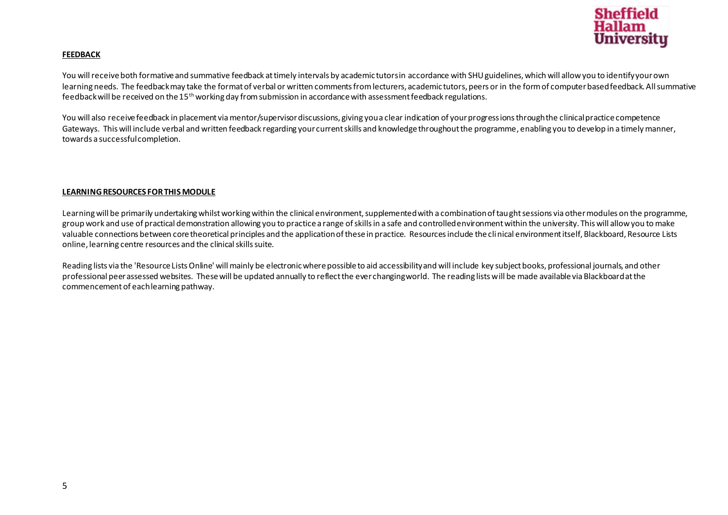**FEEDBACK**

You will receive both formative and summative feedback at timely intervals by academic tutors in accordance with SHU guidelines, which will allow you to identify your own learning needs. The feedback may take the format of verbal or written comments from lecturers, academic tutors, peers or in the form of computer based feedback. All summative feedback will be received on the 15th working day from submission in accordance with assessment feedback regulations.

You will also receive feedback in placement via mentor/supervisor discussions, giving you a clear indication of your progressions through the clinical practice competence Gateways. This will include verbal and written feedback regarding your current skills and knowledge throughout the programme, enabling you to develop in a timely manner, towards a successful completion.

**LEARNING RESOURCES FOR THIS MODULE**

Learning will be primarily undertaking whilst working within the clinical environment, supplemented with a combination of taught sessions via other modules on the programme, group work and use of practical demonstration allowing you to practice a range of skills in a safe and controlled environment within the university. This will allow you to make valuable connections between core theoretical principles and the application of these in practice. Resources include the clinical environment itself, Blackboard, Resource Lists online, learning centre resources and the clinical skills suite.

Reading lists via the 'Resource Lists Online' will mainly be electronic where possible to aid accessibility and will include key subject books, professional journals, and other professional peer assessed websites. These will be updated annually to reflect the ever changing world. The reading lists will be made available via Blackboard at the commencement of each learning pathway.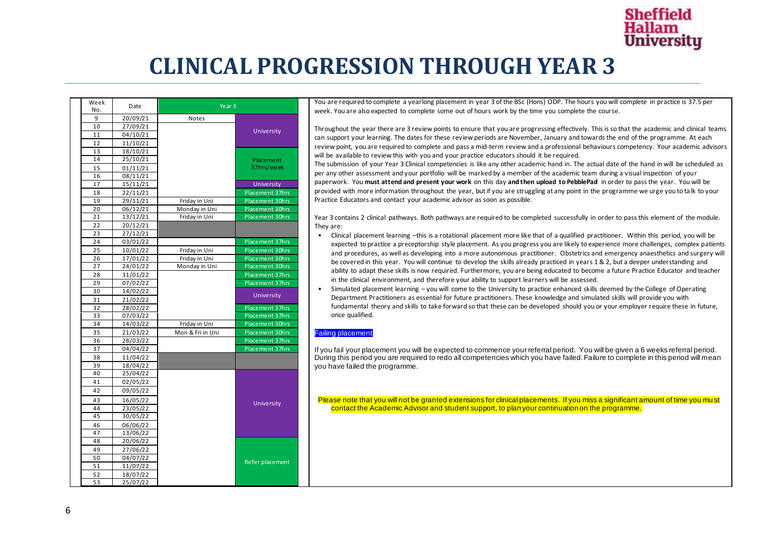# CLINICAL PROGRESSION THROUGH YEAR 3

| Week No. | Date | Year 3 | |
|---|---|---|---|
| 9 | 20/09/21 | Notes | |
| 10 | 27/09/21 | | University |
| 11 | 04/10/21 | | |
| 12 | 11/10/21 | | |
| 13 | 18/10/21 | | Placement 37hrs/week |
| 14 | 25/10/21 | | |
| 15 | 01/11/21 | | |
| 16 | 08/11/21 | | |
| 17 | 15/11/21 | | University |
| 18 | 22/11/21 | | Placement 37hrs |
| 19 | 29/11/21 | Friday in Uni | Placement 30hrs |
| 20 | 06/12/21 | Monday in Uni | Placement 30hrs |
| 21 | 13/12/21 | Friday in Uni | Placement 30hrs |
| 22 | 20/12/21 | | |
| 23 | 27/12/21 | | |
| 24 | 03/01/22 | | Placement 37hrs |
| 25 | 10/01/22 | Friday in Uni | Placement 30hrs |
| 26 | 17/01/22 | Friday in Uni | Placement 30hrs |
| 27 | 24/01/22 | Monday in Uni | Placement 30hrs |
| 28 | 31/01/22 | | Placement 37hrs |
| 29 | 07/02/22 | | Placement 37hrs |
| 30 | 14/02/22 | | University |
| 31 | 21/02/22 | | |
| 32 | 28/02/22 | | Placement 37hrs |
| 33 | 07/03/22 | | Placement 37hrs |
| 34 | 14/03/22 | Friday in Uni | Placement 30hrs |
| 35 | 21/03/22 | Mon & Fri in Uni | Placement 30hrs |
| 36 | 28/03/22 | | Placement 37hrs |
| 37 | 04/04/22 | | Placement 37hrs |
| 38 | 11/04/22 | | |
| 39 | 18/04/22 | | |
| 40 | 25/04/22 | | University |
| 41 | 02/05/22 | | |
| 42 | 09/05/22 | | |
| 43 | 16/05/22 | | |
| 44 | 23/05/22 | | |
| 45 | 30/05/22 | | |
| 46 | 06/06/22 | | |
| 47 | 13/06/22 | | |
| 48 | 20/06/22 | | Refer placement |
| 49 | 27/06/22 | | |
| 50 | 04/07/22 | | |
| 51 | 11/07/22 | | |
| 52 | 18/07/22 | | |
| 53 | 25/07/22 | | |

You are required to complete a yearlong placement in year 3 of the BSc (Hons) ODP. The hours you will complete in practice is 37.5 per week. You are also expected to complete some out of hours work by the time you complete the course.

Throughout the year there are 3 review points to ensure that you are progressing effectively. This is so that the academic and clinical teams can support your learning. The dates for these review periods are November, January and towards the end of the programme. At each review point, you are required to complete and pass a mid-term review and a professional behaviours competency. Your academic advisors will be available to review this with you and your practice educators should it be required.
The submission of your Year 3 Clinical competencies is like any other academic hand in. The actual date of the hand in will be scheduled as per any other assessment and your portfolio will be marked by a member of the academic team during a visual inspection of your paperwork. You **must attend and present your work** on this day **and then upload to PebblePad** in order to pass the year. You will be provided with more information throughout the year, but if you are struggling at any point in the programme we urge you to talk to your Practice Educators and contact your academic advisor as soon as possible.

Year 3 contains 2 clinical pathways. Both pathways are required to be completed successfully in order to pass this element of the module. They are:

- Clinical placement learning –this is a rotational placement more like that of a qualified practitioner. Within this period, you will be expected to practice a preceptorship style placement. As you progress you are likely to experience more challenges, complex patients and procedures, as well as developing into a more autonomous practitioner. Obstetrics and emergency anaesthetics and surgery will be covered in this year. You will continue to develop the skills already practiced in years 1 & 2, but a deeper understanding and ability to adapt these skills is now required. Furthermore, you are being educated to become a future Practice Educator and teacher in the clinical environment, and therefore your ability to support learners will be assessed.
- Simulated placement learning – you will come to the University to practice enhanced skills deemed by the College of Operating Department Practitioners as essential for future practitioners. These knowledge and simulated skills will provide you with fundamental theory and skills to take forward so that these can be developed should you or your employer require these in future, once qualified.

## Failing placement

If you fail your placement you will be expected to commence your referral period. You will be given a 6 weeks referral period. During this period you are required to redo all competencies which you have failed. Failure to complete in this period will mean you have failed the programme.

Please note that you will not be granted extensions for clinical placements. If you miss a significant amount of time you must contact the Academic Advisor and student support, to plan your continuation on the programme.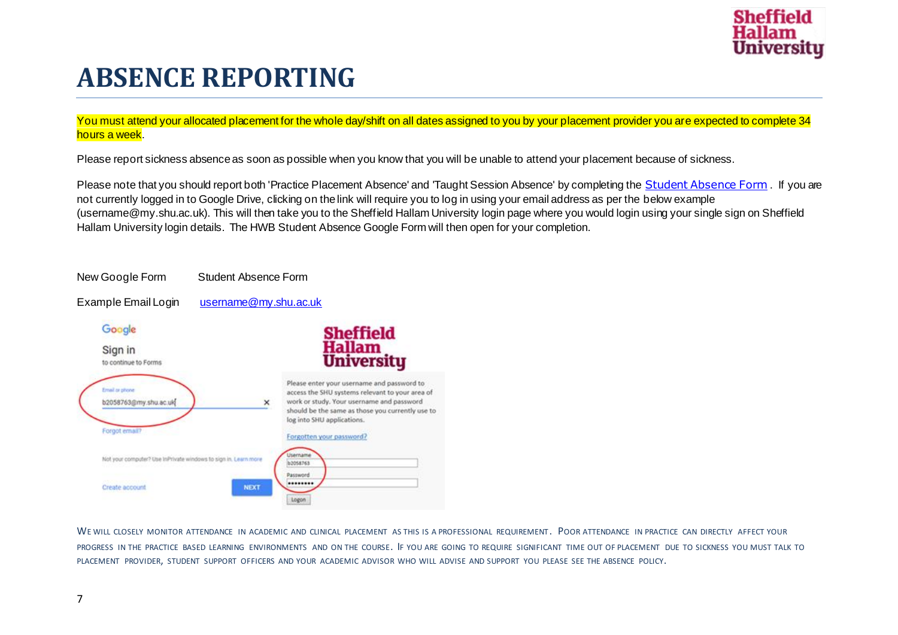# ABSENCE REPORTING

You must attend your allocated placement for the whole day/shift on all dates assigned to you by your placement provider you are expected to complete 34 hours a week.

Please report sickness absence as soon as possible when you know that you will be unable to attend your placement because of sickness.

Please note that you should report both 'Practice Placement Absence' and 'Taught Session Absence' by completing the Student Absence Form . If you are not currently logged in to Google Drive, clicking on the link will require you to log in using your email address as per the below example (username@my.shu.ac.uk). This will then take you to the Sheffield Hallam University login page where you would login using your single sign on Sheffield Hallam University login details. The HWB Student Absence Google Form will then open for your completion.

New Google Form Student Absence Form

Example Email Login username@my.shu.ac.uk

WE WILL CLOSELY MONITOR ATTENDANCE IN ACADEMIC AND CLINICAL PLACEMENT AS THIS IS A PROFESSIONAL REQUIREMENT. POOR ATTENDANCE IN PRACTICE CAN DIRECTLY AFFECT YOUR PROGRESS IN THE PRACTICE BASED LEARNING ENVIRONMENTS AND ON THE COURSE. IF YOU ARE GOING TO REQUIRE SIGNIFICANT TIME OUT OF PLACEMENT DUE TO SICKNESS YOU MUST TALK TO PLACEMENT PROVIDER, STUDENT SUPPORT OFFICERS AND YOUR ACADEMIC ADVISOR WHO WILL ADVISE AND SUPPORT YOU PLEASE SEE THE ABSENCE POLICY.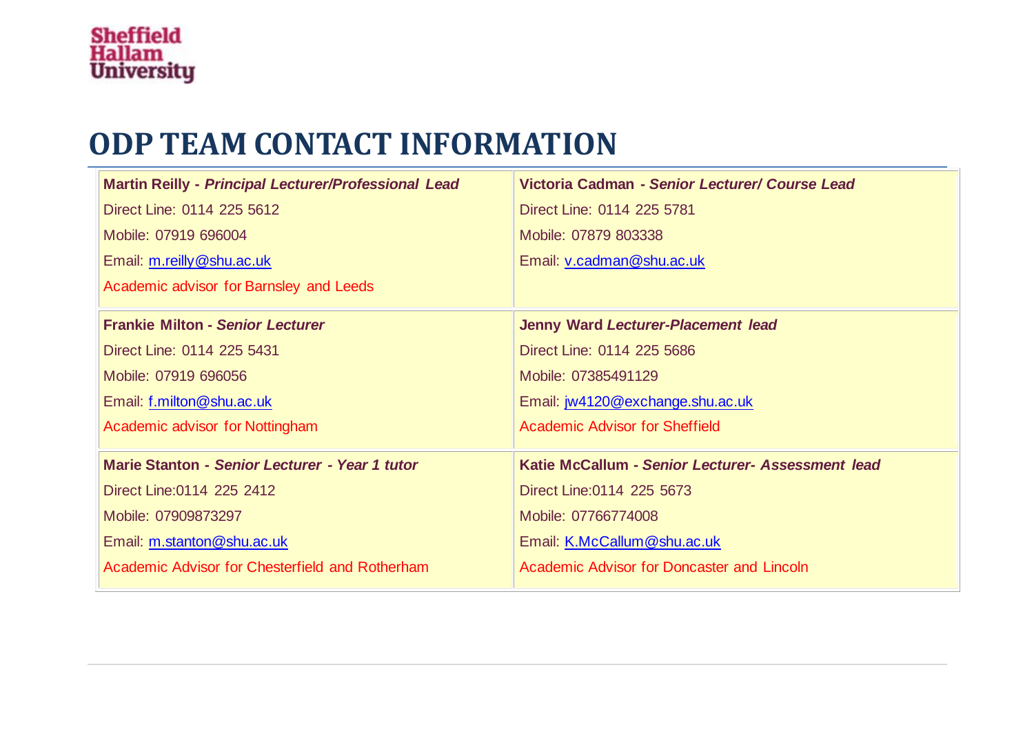# ODP TEAM CONTACT INFORMATION

| | |
|---|---|
| **Martin Reilly - *Principal Lecturer/Professional Lead***<br>Direct Line: 0114 225 5612<br>Mobile: 07919 696004<br>Email: m.reilly@shu.ac.uk<br>Academic advisor for Barnsley and Leeds | **Victoria Cadman - *Senior Lecturer/ Course Lead***<br>Direct Line: 0114 225 5781<br>Mobile: 07879 803338<br>Email: v.cadman@shu.ac.uk |
| **Frankie Milton - *Senior Lecturer***<br>Direct Line: 0114 225 5431<br>Mobile: 07919 696056<br>Email: f.milton@shu.ac.uk<br>Academic advisor for Nottingham | **Jenny Ward *Lecturer-Placement lead***<br>Direct Line: 0114 225 5686<br>Mobile: 07385491129<br>Email: jw4120@exchange.shu.ac.uk<br>Academic Advisor for Sheffield |
| **Marie Stanton - *Senior Lecturer - Year 1 tutor***<br>Direct Line:0114 225 2412<br>Mobile: 07909873297<br>Email: m.stanton@shu.ac.uk<br>Academic Advisor for Chesterfield and Rotherham | **Katie McCallum - *Senior Lecturer- Assessment lead***<br>Direct Line:0114 225 5673<br>Mobile: 07766774008<br>Email: K.McCallum@shu.ac.uk<br>Academic Advisor for Doncaster and Lincoln |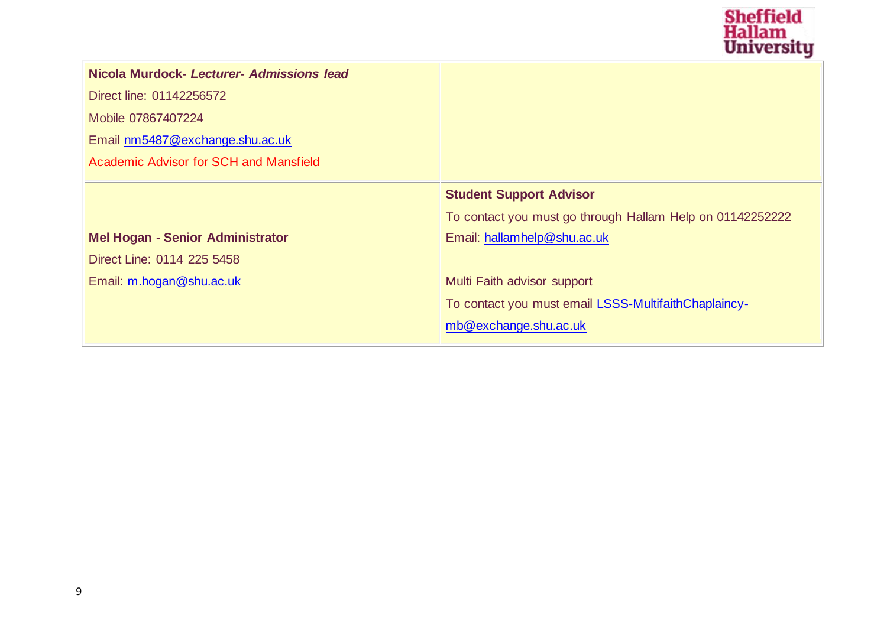| | |
|---|---|
| **Nicola Murdock- *Lecturer- Admissions lead***<br>Direct line: 01142256572<br>Mobile 07867407224<br>Email nm5487@exchange.shu.ac.uk<br>Academic Advisor for SCH and Mansfield | |
| **Mel Hogan - Senior Administrator**<br>Direct Line: 0114 225 5458<br>Email: m.hogan@shu.ac.uk | **Student Support Advisor**<br>To contact you must go through Hallam Help on 01142252222<br>Email: hallamhelp@shu.ac.uk<br><br>Multi Faith advisor support<br>To contact you must email LSSS-MultifaithChaplaincy-mb@exchange.shu.ac.uk |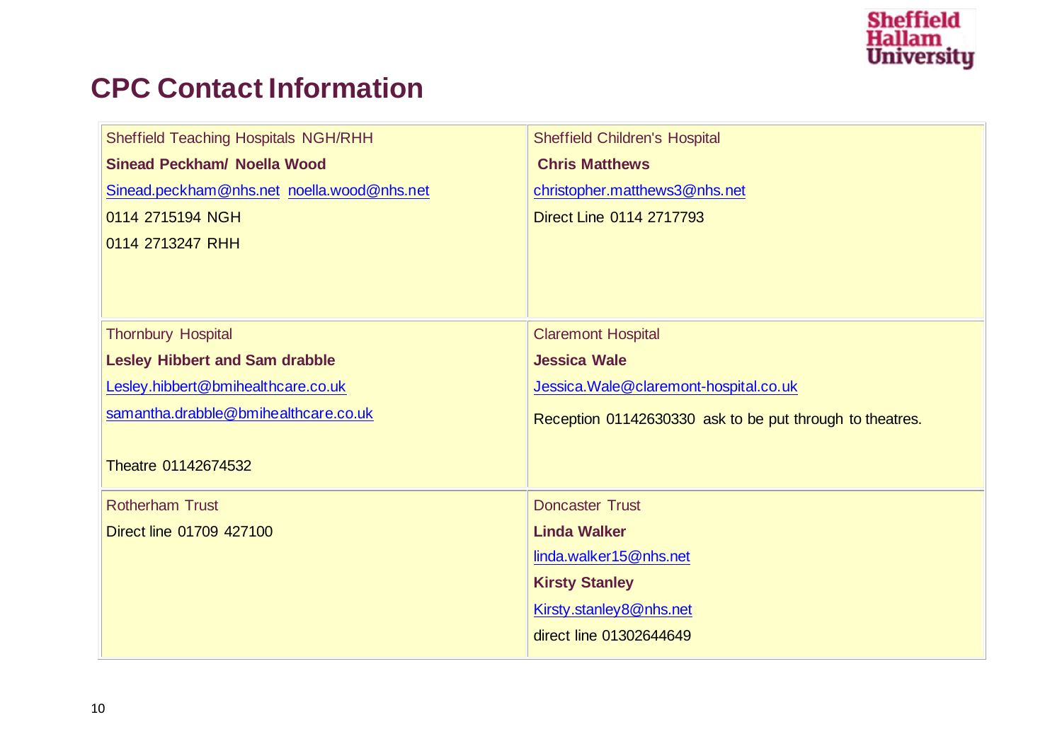# CPC Contact Information

| Sheffield Teaching Hospitals NGH/RHH | Sheffield Children's Hospital |
|---|---|
| **Sinead Peckham/ Noella Wood**<br>Sinead.peckham@nhs.net noella.wood@nhs.net<br>0114 2715194 NGH<br>0114 2713247 RHH | **Chris Matthews**<br>christopher.matthews3@nhs.net<br>Direct Line 0114 2717793 |
| Thornbury Hospital | Claremont Hospital |
| **Lesley Hibbert and Sam drabble**<br>Lesley.hibbert@bmihealthcare.co.uk<br>samantha.drabble@bmihealthcare.co.uk<br><br>Theatre 01142674532 | **Jessica Wale**<br>Jessica.Wale@claremont-hospital.co.uk<br>Reception 01142630330 ask to be put through to theatres. |
| Rotherham Trust | Doncaster Trust |
| Direct line 01709 427100 | **Linda Walker**<br>linda.walker15@nhs.net<br>**Kirsty Stanley**<br>Kirsty.stanley8@nhs.net<br>direct line 01302644649 |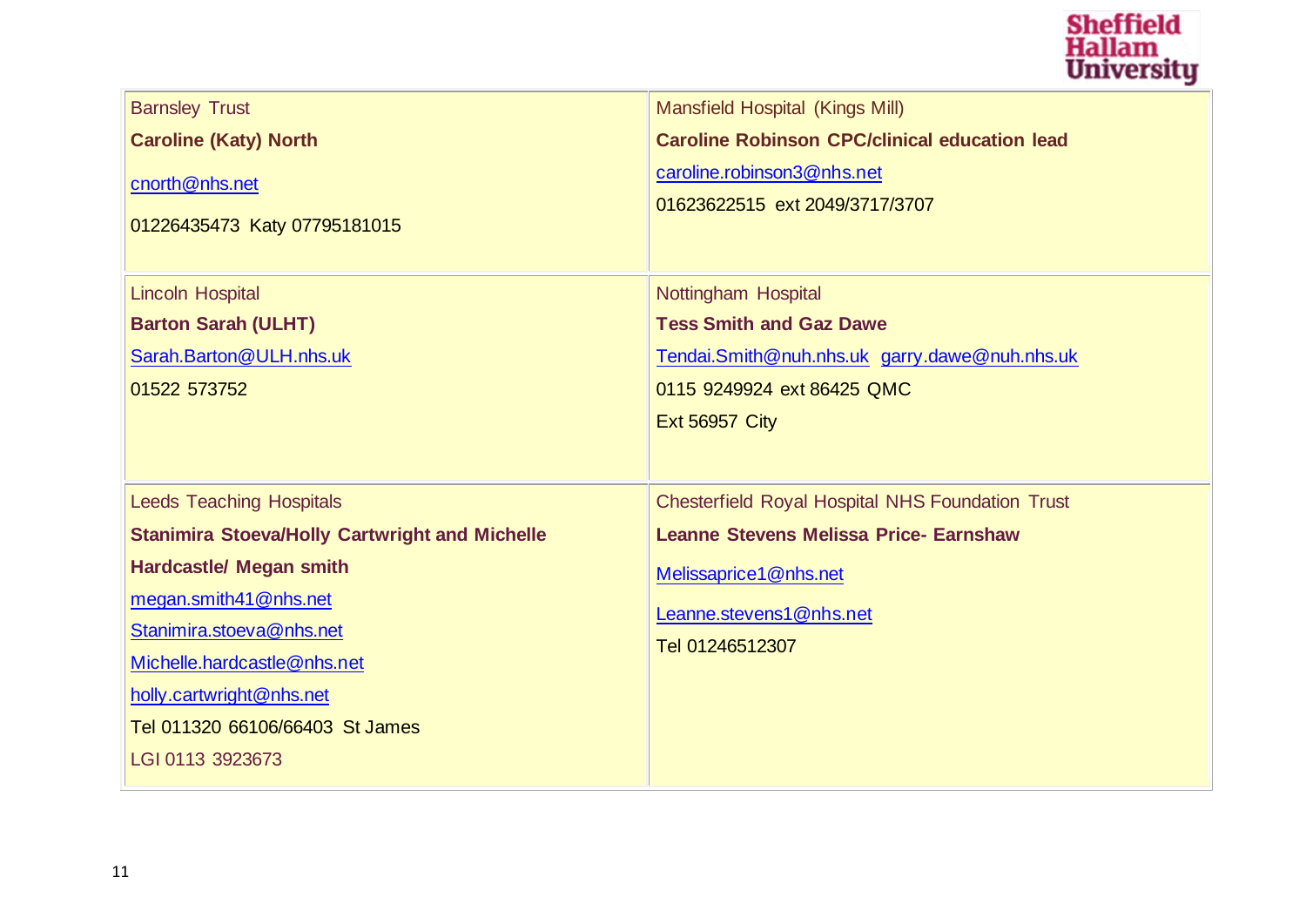| Barnsley Trust | Mansfield Hospital (Kings Mill) |
|---|---|
| **Caroline (Katy) North**<br>cnorth@nhs.net<br>01226435473 Katy 07795181015 | **Caroline Robinson CPC/clinical education lead**<br>caroline.robinson3@nhs.net<br>01623622515 ext 2049/3717/3707 |
| Lincoln Hospital<br>**Barton Sarah (ULHT)**<br>Sarah.Barton@ULH.nhs.uk<br>01522 573752 | Nottingham Hospital<br>**Tess Smith and Gaz Dawe**<br>Tendai.Smith@nuh.nhs.uk garry.dawe@nuh.nhs.uk<br>0115 9249924 ext 86425 QMC<br>Ext 56957 City |
| Leeds Teaching Hospitals<br>**Stanimira Stoeva/Holly Cartwright and Michelle Hardcastle/ Megan smith**<br>megan.smith41@nhs.net<br>Stanimira.stoeva@nhs.net<br>Michelle.hardcastle@nhs.net<br>holly.cartwright@nhs.net<br>Tel 011320 66106/66403 St James<br>LGI 0113 3923673 | Chesterfield Royal Hospital NHS Foundation Trust<br>**Leanne Stevens Melissa Price- Earnshaw**<br>Melissaprice1@nhs.net<br>Leanne.stevens1@nhs.net<br>Tel 01246512307 |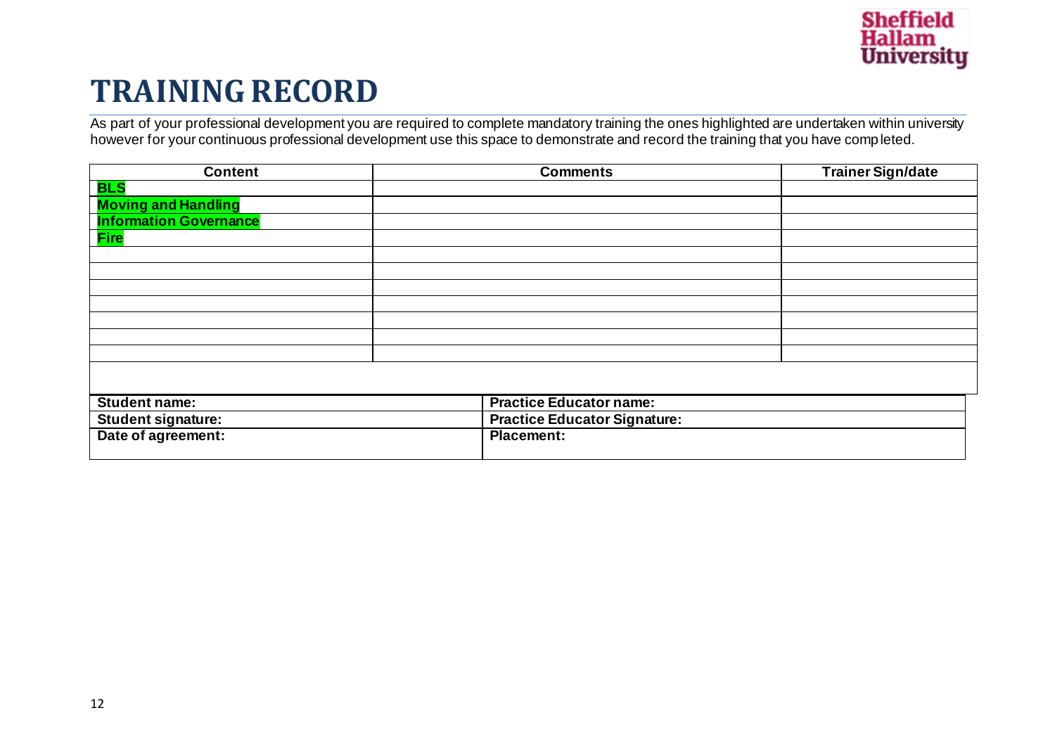# TRAINING RECORD

As part of your professional development you are required to complete mandatory training the ones highlighted are undertaken within university however for your continuous professional development use this space to demonstrate and record the training that you have completed.

| Content | Comments | Trainer Sign/date |
|---|---|---|
| **BLS** | | |
| **Moving and Handling** | | |
| **Information Governance** | | |
| **Fire** | | |
| | | |
| | | |
| | | |
| | | |
| | | |
| | | |
| | | |
| | | |

| | |
|---|---|
| **Student name:** | **Practice Educator name:** |
| **Student signature:** | **Practice Educator Signature:** |
| **Date of agreement:** | **Placement:** |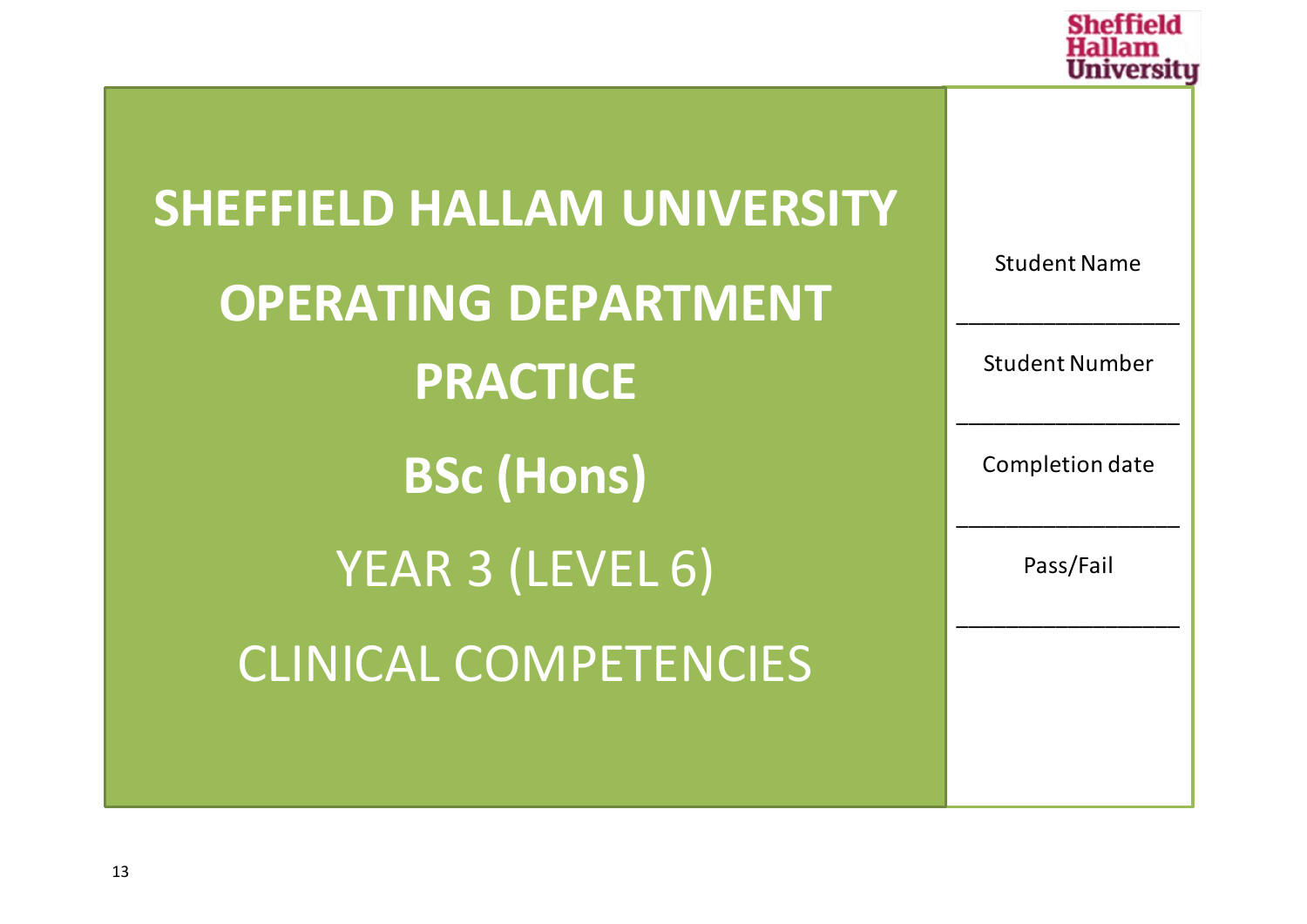# SHEFFIELD HALLAM UNIVERSITY

## OPERATING DEPARTMENT PRACTICE

## BSc (Hons)

YEAR 3 (LEVEL 6)

CLINICAL COMPETENCIES

Student Name

___________________

Student Number

___________________

Completion date

___________________

Pass/Fail

___________________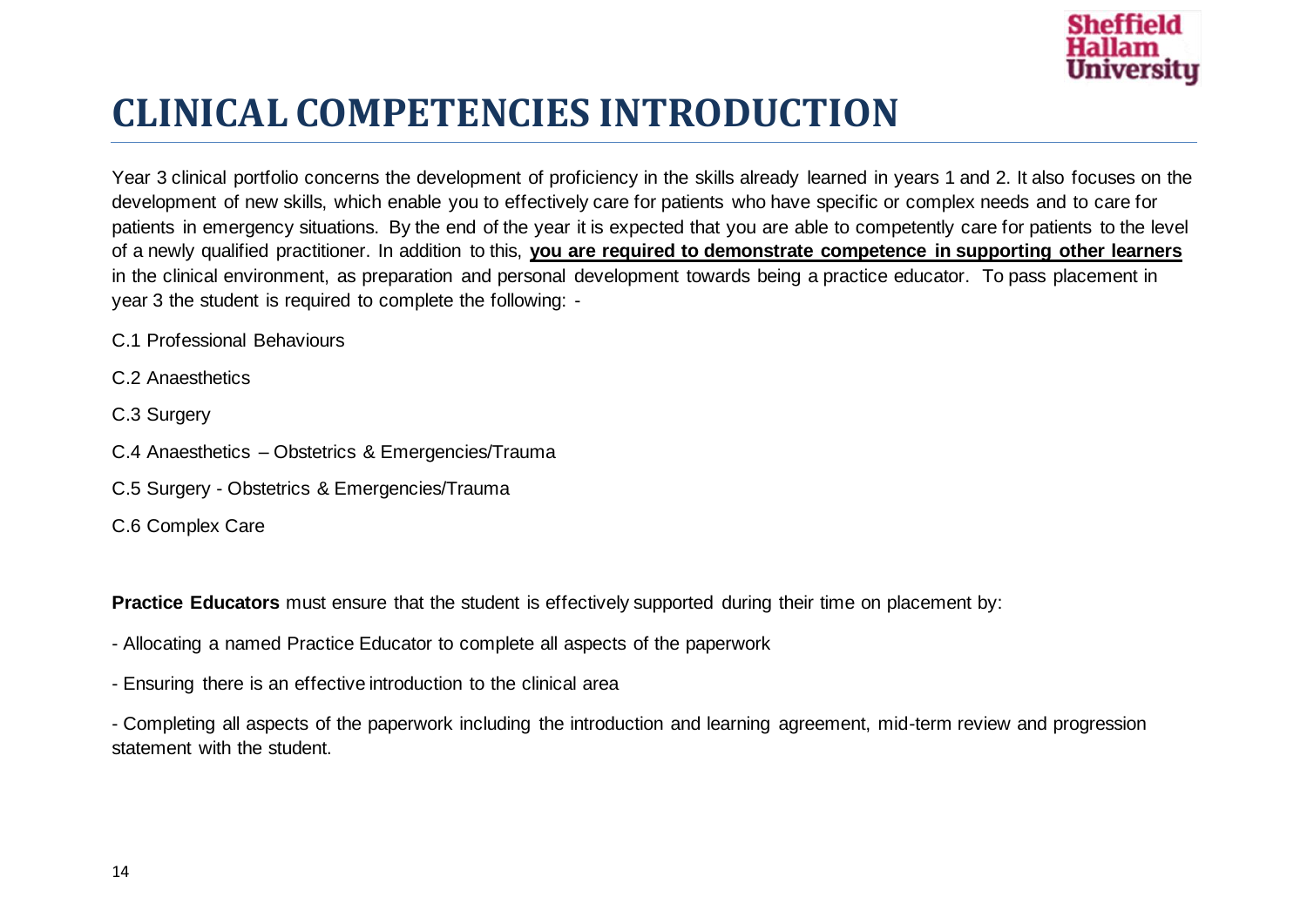# CLINICAL COMPETENCIES INTRODUCTION

Year 3 clinical portfolio concerns the development of proficiency in the skills already learned in years 1 and 2. It also focuses on the development of new skills, which enable you to effectively care for patients who have specific or complex needs and to care for patients in emergency situations. By the end of the year it is expected that you are able to competently care for patients to the level of a newly qualified practitioner. In addition to this, **you are required to demonstrate competence in supporting other learners** in the clinical environment, as preparation and personal development towards being a practice educator. To pass placement in year 3 the student is required to complete the following: -

C.1 Professional Behaviours

C.2 Anaesthetics

C.3 Surgery

C.4 Anaesthetics – Obstetrics & Emergencies/Trauma

C.5 Surgery - Obstetrics & Emergencies/Trauma

C.6 Complex Care

**Practice Educators** must ensure that the student is effectively supported during their time on placement by:

- Allocating a named Practice Educator to complete all aspects of the paperwork
- Ensuring there is an effective introduction to the clinical area
- Completing all aspects of the paperwork including the introduction and learning agreement, mid-term review and progression statement with the student.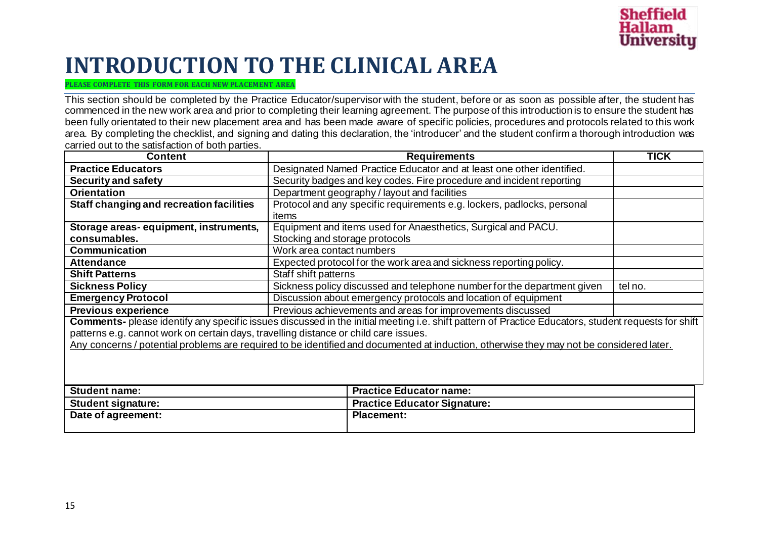# INTRODUCTION TO THE CLINICAL AREA

**PLEASE COMPLETE THIS FORM FOR EACH NEW PLACEMENT AREA**

This section should be completed by the Practice Educator/supervisor with the student, before or as soon as possible after, the student has commenced in the new work area and prior to completing their learning agreement. The purpose of this introduction is to ensure the student has been fully orientated to their new placement area and has been made aware of specific policies, procedures and protocols related to this work area. By completing the checklist, and signing and dating this declaration, the 'introducer' and the student confirm a thorough introduction was carried out to the satisfaction of both parties.

| Content | Requirements | TICK |
|---|---|---|
| **Practice Educators** | Designated Named Practice Educator and at least one other identified. | |
| **Security and safety** | Security badges and key codes. Fire procedure and incident reporting | |
| **Orientation** | Department geography / layout and facilities | |
| **Staff changing and recreation facilities** | Protocol and any specific requirements e.g. lockers, padlocks, personal items | |
| **Storage areas- equipment, instruments, consumables.** | Equipment and items used for Anaesthetics, Surgical and PACU. Stocking and storage protocols | |
| **Communication** | Work area contact numbers | |
| **Attendance** | Expected protocol for the work area and sickness reporting policy. | |
| **Shift Patterns** | Staff shift patterns | |
| **Sickness Policy** | Sickness policy discussed and telephone number for the department given | tel no. |
| **Emergency Protocol** | Discussion about emergency protocols and location of equipment | |
| **Previous experience** | Previous achievements and areas for improvements discussed | |

**Comments-** please identify any specific issues discussed in the initial meeting i.e. shift pattern of Practice Educators, student requests for shift patterns e.g. cannot work on certain days, travelling distance or child care issues.

Any concerns / potential problems are required to be identified and documented at induction, otherwise they may not be considered later.

| | |
|---|---|
| **Student name:** | **Practice Educator name:** |
| **Student signature:** | **Practice Educator Signature:** |
| **Date of agreement:** | **Placement:** |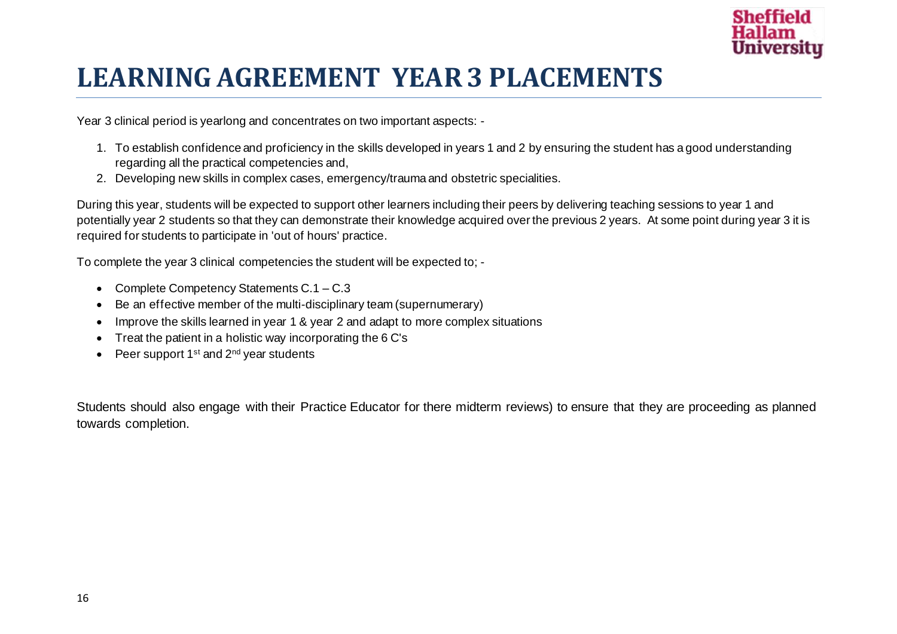# LEARNING AGREEMENT YEAR 3 PLACEMENTS

Year 3 clinical period is yearlong and concentrates on two important aspects: -

1. To establish confidence and proficiency in the skills developed in years 1 and 2 by ensuring the student has a good understanding regarding all the practical competencies and,
2. Developing new skills in complex cases, emergency/trauma and obstetric specialities.

During this year, students will be expected to support other learners including their peers by delivering teaching sessions to year 1 and potentially year 2 students so that they can demonstrate their knowledge acquired over the previous 2 years. At some point during year 3 it is required for students to participate in 'out of hours' practice.

To complete the year 3 clinical competencies the student will be expected to; -

- Complete Competency Statements C.1 – C.3
- Be an effective member of the multi-disciplinary team (supernumerary)
- Improve the skills learned in year 1 & year 2 and adapt to more complex situations
- Treat the patient in a holistic way incorporating the 6 C's
- Peer support 1st and 2nd year students

Students should also engage with their Practice Educator for there midterm reviews) to ensure that they are proceeding as planned towards completion.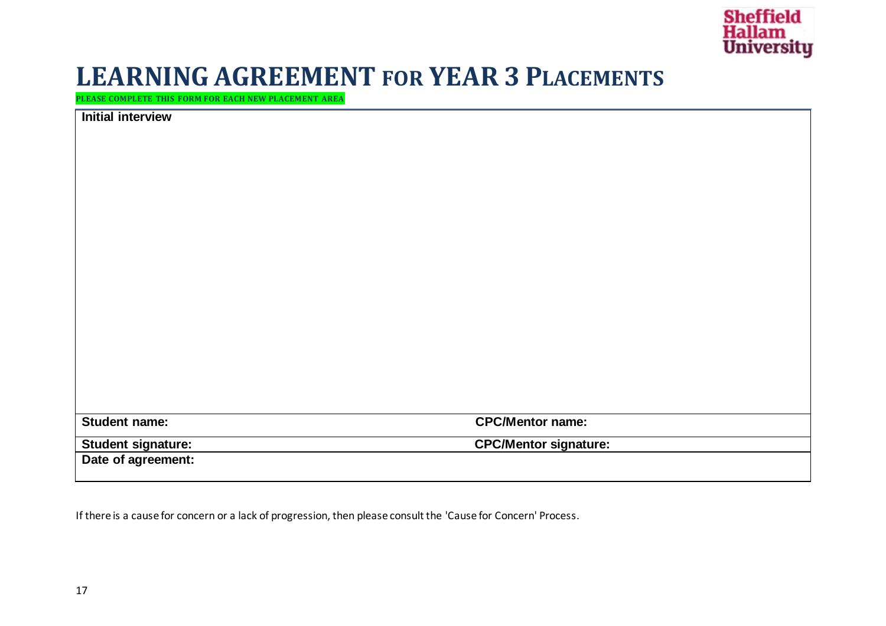# LEARNING AGREEMENT FOR YEAR 3 PLACEMENTS

**PLEASE COMPLETE THIS FORM FOR EACH NEW PLACEMENT AREA**

| **Initial interview** | |
|---|---|
| | |
| **Student name:** | **CPC/Mentor name:** |
| **Student signature:** | **CPC/Mentor signature:** |
| **Date of agreement:** | |

If there is a cause for concern or a lack of progression, then please consult the 'Cause for Concern' Process.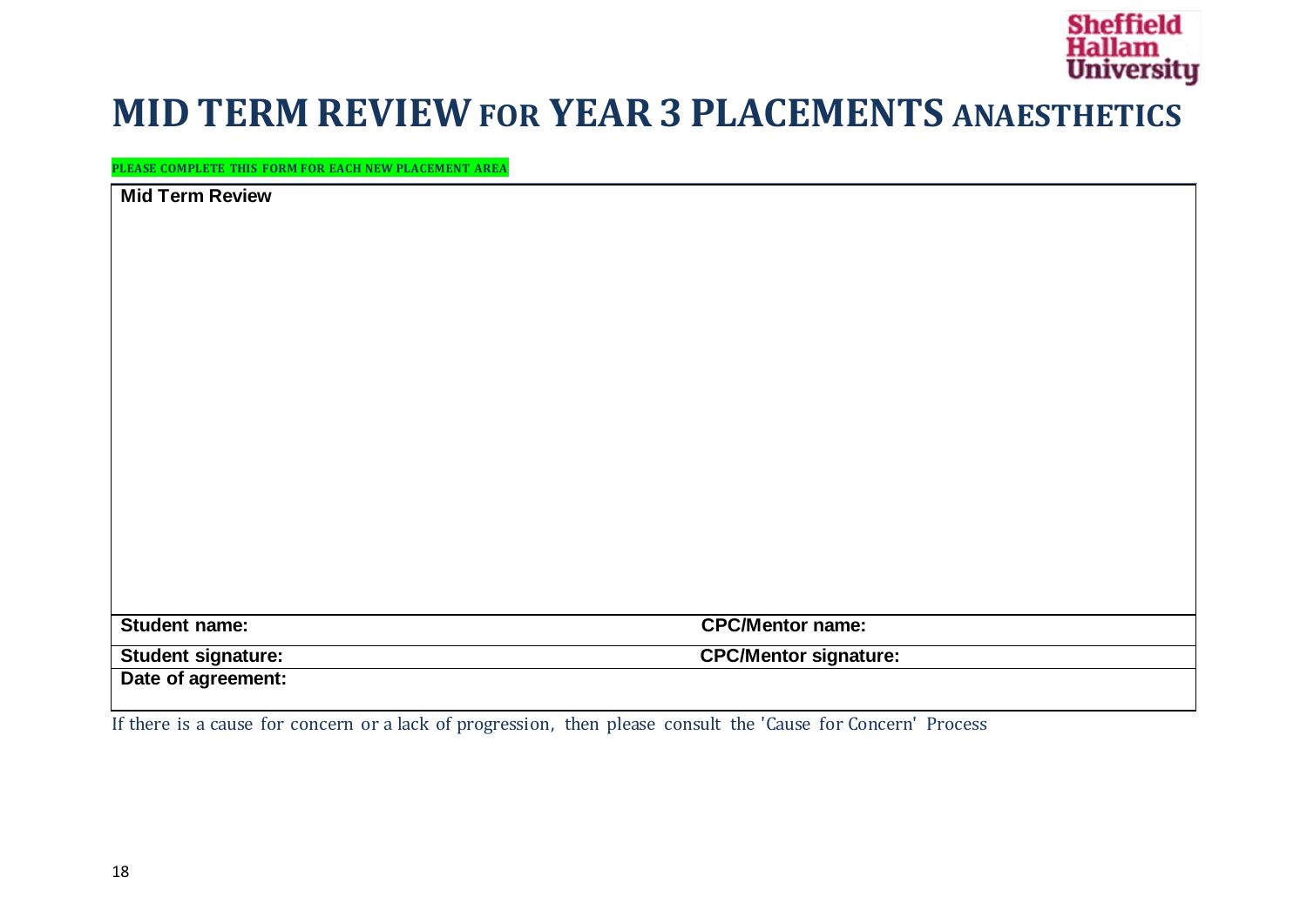# MID TERM REVIEW FOR YEAR 3 PLACEMENTS ANAESTHETICS

**PLEASE COMPLETE THIS FORM FOR EACH NEW PLACEMENT AREA**

| **Mid Term Review** | |
|---|---|
| | |
| **Student name:** | **CPC/Mentor name:** |
| **Student signature:** | **CPC/Mentor signature:** |
| **Date of agreement:** | |

If there is a cause for concern or a lack of progression, then please consult the 'Cause for Concern' Process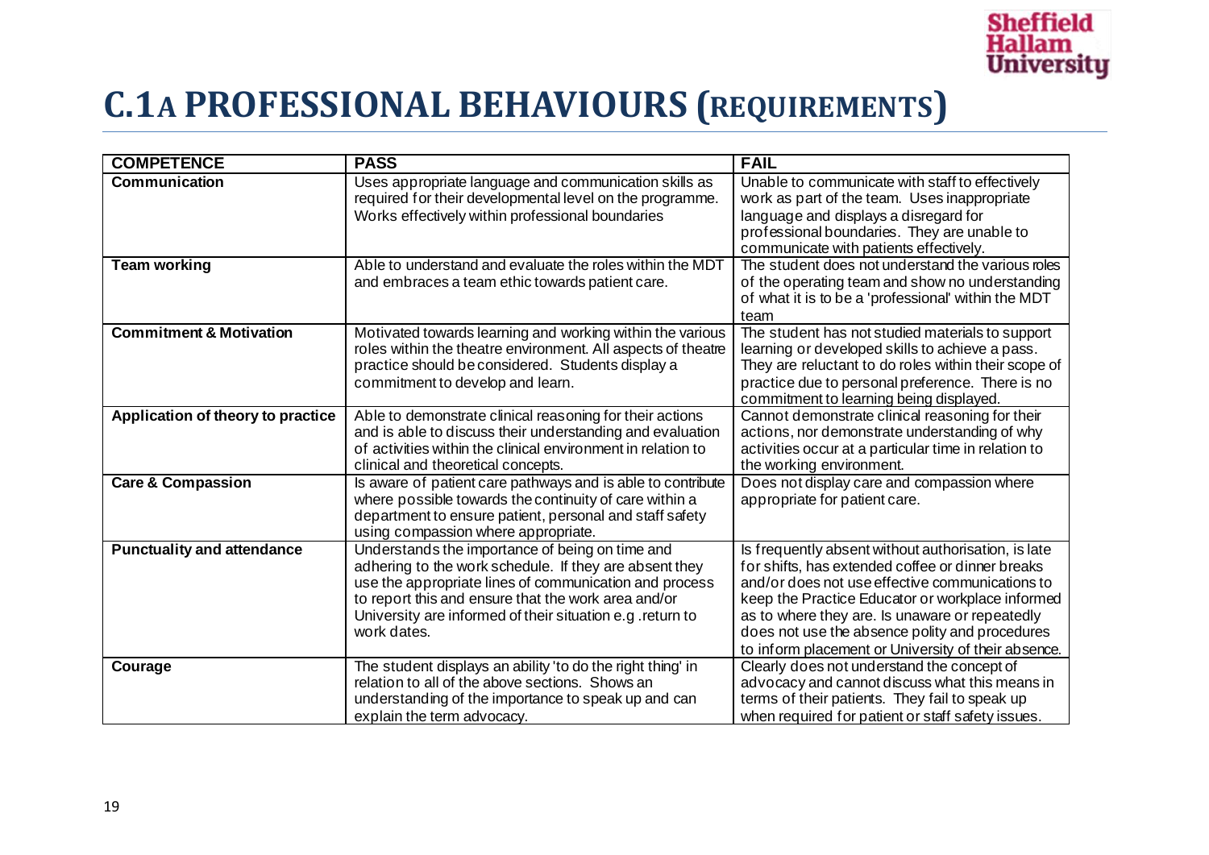# C.1A PROFESSIONAL BEHAVIOURS (REQUIREMENTS)

| COMPETENCE | PASS | FAIL |
|---|---|---|
| **Communication** | Uses appropriate language and communication skills as required for their developmental level on the programme. Works effectively within professional boundaries | Unable to communicate with staff to effectively work as part of the team. Uses inappropriate language and displays a disregard for professional boundaries. They are unable to communicate with patients effectively. |
| **Team working** | Able to understand and evaluate the roles within the MDT and embraces a team ethic towards patient care. | The student does not understand the various roles of the operating team and show no understanding of what it is to be a 'professional' within the MDT team |
| **Commitment & Motivation** | Motivated towards learning and working within the various roles within the theatre environment. All aspects of theatre practice should be considered. Students display a commitment to develop and learn. | The student has not studied materials to support learning or developed skills to achieve a pass. They are reluctant to do roles within their scope of practice due to personal preference. There is no commitment to learning being displayed. |
| **Application of theory to practice** | Able to demonstrate clinical reasoning for their actions and is able to discuss their understanding and evaluation of activities within the clinical environment in relation to clinical and theoretical concepts. | Cannot demonstrate clinical reasoning for their actions, nor demonstrate understanding of why activities occur at a particular time in relation to the working environment. |
| **Care & Compassion** | Is aware of patient care pathways and is able to contribute where possible towards the continuity of care within a department to ensure patient, personal and staff safety using compassion where appropriate. | Does not display care and compassion where appropriate for patient care. |
| **Punctuality and attendance** | Understands the importance of being on time and adhering to the work schedule. If they are absent they use the appropriate lines of communication and process to report this and ensure that the work area and/or University are informed of their situation e.g .return to work dates. | Is frequently absent without authorisation, is late for shifts, has extended coffee or dinner breaks and/or does not use effective communications to keep the Practice Educator or workplace informed as to where they are. Is unaware or repeatedly does not use the absence polity and procedures to inform placement or University of their absence. |
| **Courage** | The student displays an ability 'to do the right thing' in relation to all of the above sections. Shows an understanding of the importance to speak up and can explain the term advocacy. | Clearly does not understand the concept of advocacy and cannot discuss what this means in terms of their patients. They fail to speak up when required for patient or staff safety issues. |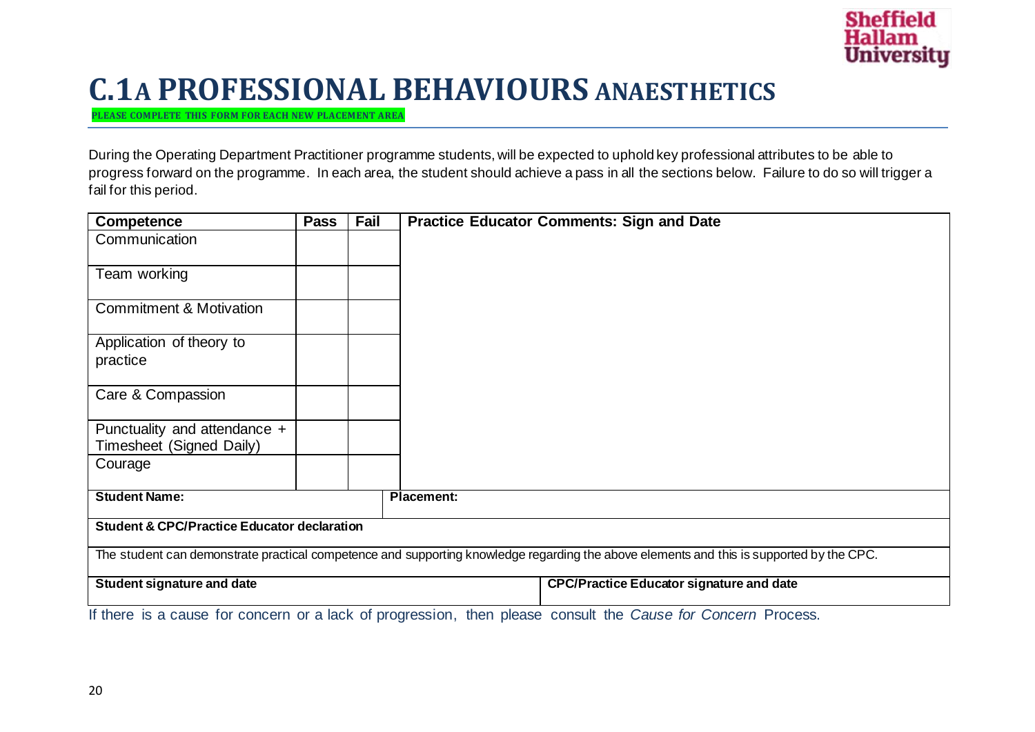# C.1A PROFESSIONAL BEHAVIOURS ANAESTHETICS

**PLEASE COMPLETE THIS FORM FOR EACH NEW PLACEMENT AREA**

During the Operating Department Practitioner programme students, will be expected to uphold key professional attributes to be able to progress forward on the programme. In each area, the student should achieve a pass in all the sections below. Failure to do so will trigger a fail for this period.

| Competence | Pass | Fail | Practice Educator Comments: Sign and Date |
|---|---|---|---|
| Communication | | | |
| Team working | | | |
| Commitment & Motivation | | | |
| Application of theory to practice | | | |
| Care & Compassion | | | |
| Punctuality and attendance + Timesheet (Signed Daily) | | | |
| Courage | | | |

| **Student Name:** | **Placement:** |
|---|---|
| **Student & CPC/Practice Educator declaration** | |
| The student can demonstrate practical competence and supporting knowledge regarding the above elements and this is supported by the CPC. | |
| **Student signature and date** | **CPC/Practice Educator signature and date** |

If there is a cause for concern or a lack of progression, then please consult the *Cause for Concern* Process.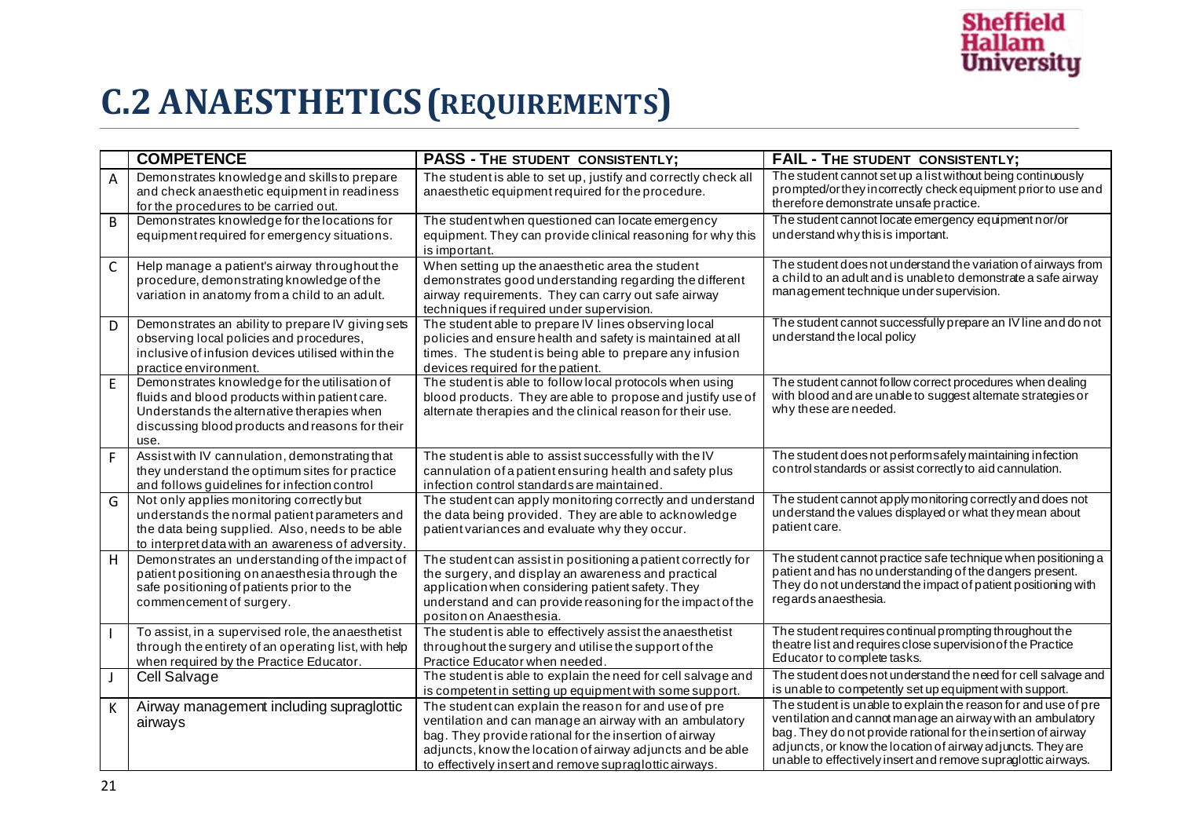# C.2 ANAESTHETICS (REQUIREMENTS)

| | COMPETENCE | PASS - THE STUDENT CONSISTENTLY; | FAIL - THE STUDENT CONSISTENTLY; |
|---|---|---|---|
| A | Demonstrates knowledge and skills to prepare and check anaesthetic equipment in readiness for the procedures to be carried out. | The student is able to set up, justify and correctly check all anaesthetic equipment required for the procedure. | The student cannot set up a list without being continuously prompted/or they incorrectly check equipment prior to use and therefore demonstrate unsafe practice. |
| B | Demonstrates knowledge for the locations for equipment required for emergency situations. | The student when questioned can locate emergency equipment. They can provide clinical reasoning for why this is important. | The student cannot locate emergency equipment nor/or understand why this is important. |
| C | Help manage a patient's airway throughout the procedure, demonstrating knowledge of the variation in anatomy from a child to an adult. | When setting up the anaesthetic area the student demonstrates good understanding regarding the different airway requirements. They can carry out safe airway techniques if required under supervision. | The student does not understand the variation of airways from a child to an adult and is unable to demonstrate a safe airway management technique under supervision. |
| D | Demonstrates an ability to prepare IV giving sets observing local policies and procedures, inclusive of infusion devices utilised within the practice environment. | The student able to prepare IV lines observing local policies and ensure health and safety is maintained at all times. The student is being able to prepare any infusion devices required for the patient. | The student cannot successfully prepare an IV line and do not understand the local policy |
| E | Demonstrates knowledge for the utilisation of fluids and blood products within patient care. Understands the alternative therapies when discussing blood products and reasons for their use. | The student is able to follow local protocols when using blood products. They are able to propose and justify use of alternate therapies and the clinical reason for their use. | The student cannot follow correct procedures when dealing with blood and are unable to suggest alternate strategies or why these are needed. |
| F | Assist with IV cannulation, demonstrating that they understand the optimum sites for practice and follows guidelines for infection control | The student is able to assist successfully with the IV cannulation of a patient ensuring health and safety plus infection control standards are maintained. | The student does not perform safely maintaining infection control standards or assist correctly to aid cannulation. |
| G | Not only applies monitoring correctly but understands the normal patient parameters and the data being supplied. Also, needs to be able to interpret data with an awareness of adversity. | The student can apply monitoring correctly and understand the data being provided. They are able to acknowledge patient variances and evaluate why they occur. | The student cannot apply monitoring correctly and does not understand the values displayed or what they mean about patient care. |
| H | Demonstrates an understanding of the impact of patient positioning on anaesthesia through the safe positioning of patients prior to the commencement of surgery. | The student can assist in positioning a patient correctly for the surgery, and display an awareness and practical application when considering patient safety. They understand and can provide reasoning for the impact of the positon on Anaesthesia. | The student cannot practice safe technique when positioning a patient and has no understanding of the dangers present. They do not understand the impact of patient positioning with regards anaesthesia. |
| I | To assist, in a supervised role, the anaesthetist through the entirety of an operating list, with help when required by the Practice Educator. | The student is able to effectively assist the anaesthetist throughout the surgery and utilise the support of the Practice Educator when needed. | The student requires continual prompting throughout the theatre list and requires close supervision of the Practice Educator to complete tasks. |
| J | Cell Salvage | The student is able to explain the need for cell salvage and is competent in setting up equipment with some support. | The student does not understand the need for cell salvage and is unable to competently set up equipment with support. |
| K | Airway management including supraglottic airways | The student can explain the reason for and use of pre ventilation and can manage an airway with an ambulatory bag. They provide rational for the insertion of airway adjuncts, know the location of airway adjuncts and be able to effectively insert and remove supraglottic airways. | The student is unable to explain the reason for and use of pre ventilation and cannot manage an airway with an ambulatory bag. They do not provide rational for the insertion of airway adjuncts, or know the location of airway adjuncts. They are unable to effectively insert and remove supraglottic airways. |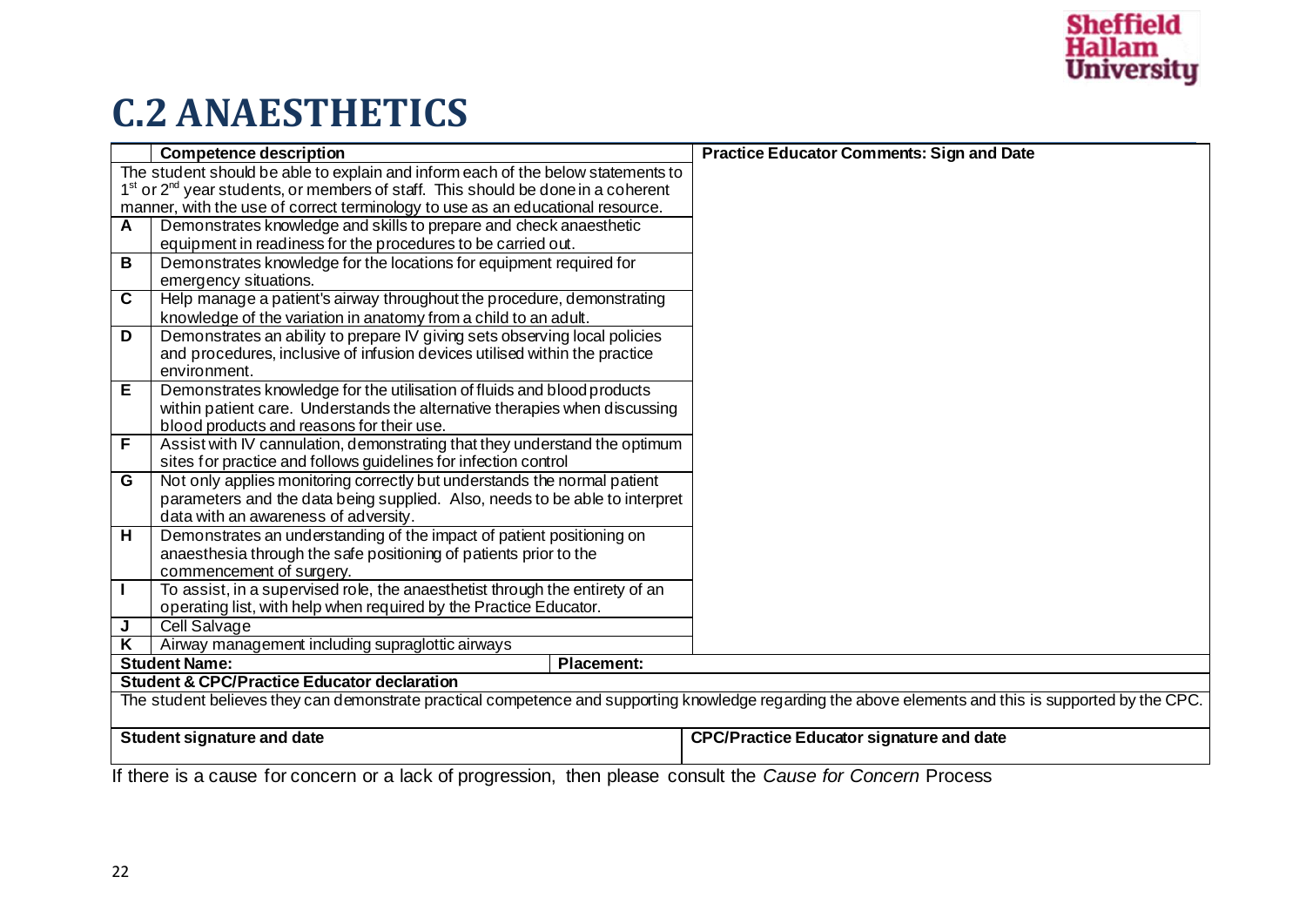# C.2 ANAESTHETICS

| | Competence description | Practice Educator Comments: Sign and Date |
|---|---|---|
| | The student should be able to explain and inform each of the below statements to 1st or 2nd year students, or members of staff. This should be done in a coherent manner, with the use of correct terminology to use as an educational resource. | |
| **A** | Demonstrates knowledge and skills to prepare and check anaesthetic equipment in readiness for the procedures to be carried out. | |
| **B** | Demonstrates knowledge for the locations for equipment required for emergency situations. | |
| **C** | Help manage a patient's airway throughout the procedure, demonstrating knowledge of the variation in anatomy from a child to an adult. | |
| **D** | Demonstrates an ability to prepare IV giving sets observing local policies and procedures, inclusive of infusion devices utilised within the practice environment. | |
| **E** | Demonstrates knowledge for the utilisation of fluids and blood products within patient care. Understands the alternative therapies when discussing blood products and reasons for their use. | |
| **F** | Assist with IV cannulation, demonstrating that they understand the optimum sites for practice and follows guidelines for infection control | |
| **G** | Not only applies monitoring correctly but understands the normal patient parameters and the data being supplied. Also, needs to be able to interpret data with an awareness of adversity. | |
| **H** | Demonstrates an understanding of the impact of patient positioning on anaesthesia through the safe positioning of patients prior to the commencement of surgery. | |
| **I** | To assist, in a supervised role, the anaesthetist through the entirety of an operating list, with help when required by the Practice Educator. | |
| **J** | Cell Salvage | |
| **K** | Airway management including supraglottic airways | |

| **Student Name:** | **Placement:** |
|---|---|

**Student & CPC/Practice Educator declaration**

The student believes they can demonstrate practical competence and supporting knowledge regarding the above elements and this is supported by the CPC.

| **Student signature and date** | **CPC/Practice Educator signature and date** |
|---|---|
| | |

If there is a cause for concern or a lack of progression, then please consult the *Cause for Concern* Process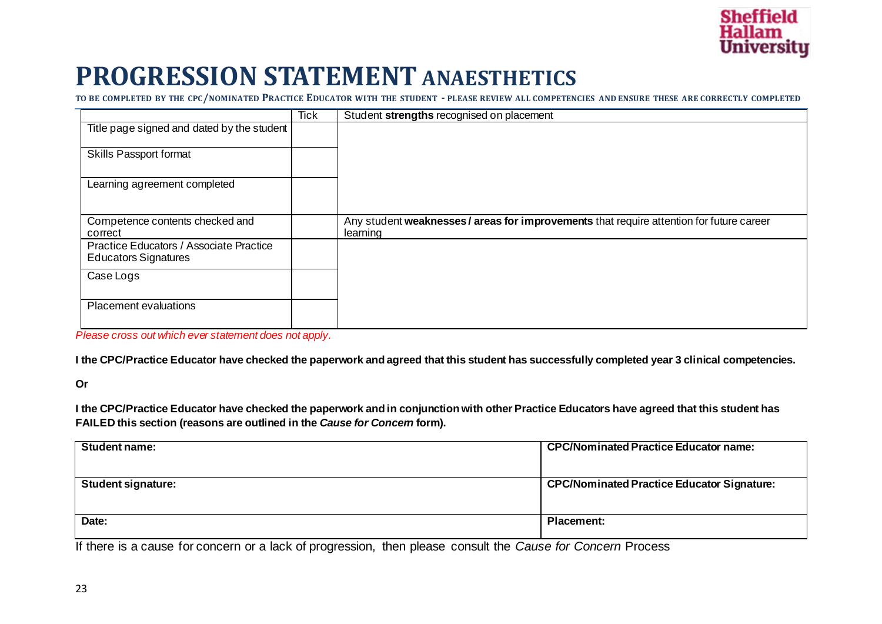# PROGRESSION STATEMENT ANAESTHETICS

TO BE COMPLETED BY THE CPC/NOMINATED PRACTICE EDUCATOR WITH THE STUDENT - PLEASE REVIEW ALL COMPETENCIES AND ENSURE THESE ARE CORRECTLY COMPLETED

| | Tick | Student **strengths** recognised on placement |
|---|---|---|
| Title page signed and dated by the student | | |
| Skills Passport format | | |
| Learning agreement completed | | |
| Competence contents checked and correct | | Any student **weaknesses / areas for improvements** that require attention for future career learning |
| Practice Educators / Associate Practice Educators Signatures | | |
| Case Logs | | |
| Placement evaluations | | |

*Please cross out which ever statement does not apply.*

**I the CPC/Practice Educator have checked the paperwork and agreed that this student has successfully completed year 3 clinical competencies.**

**Or**

**I the CPC/Practice Educator have checked the paperwork and in conjunction with other Practice Educators have agreed that this student has FAILED this section (reasons are outlined in the *Cause for Concern* form).**

| **Student name:** | **CPC/Nominated Practice Educator name:** |
|---|---|
| **Student signature:** | **CPC/Nominated Practice Educator Signature:** |
| **Date:** | **Placement:** |

If there is a cause for concern or a lack of progression, then please consult the *Cause for Concern* Process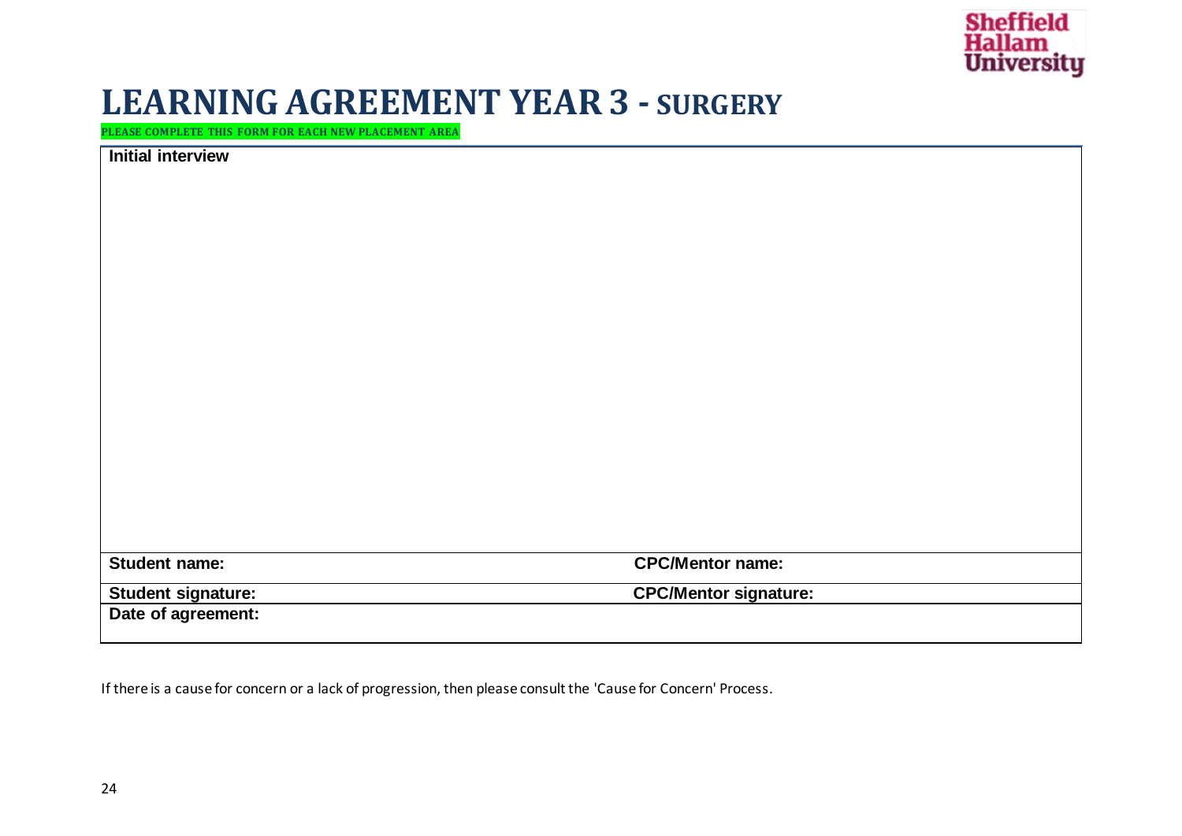# LEARNING AGREEMENT YEAR 3 - SURGERY

**PLEASE COMPLETE THIS FORM FOR EACH NEW PLACEMENT AREA**

| **Initial interview** | |
|---|---|
| | |
| **Student name:** | **CPC/Mentor name:** |
| **Student signature:** | **CPC/Mentor signature:** |
| **Date of agreement:** | |

If there is a cause for concern or a lack of progression, then please consult the 'Cause for Concern' Process.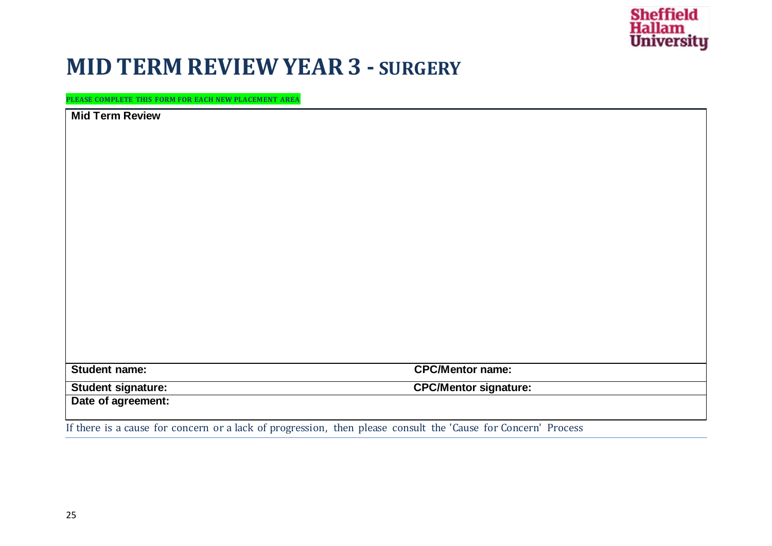# MID TERM REVIEW YEAR 3 - SURGERY

**PLEASE COMPLETE THIS FORM FOR EACH NEW PLACEMENT AREA**

| **Mid Term Review** | |
|---|---|
| | |
| **Student name:** | **CPC/Mentor name:** |
| **Student signature:** | **CPC/Mentor signature:** |
| **Date of agreement:** | |

If there is a cause for concern or a lack of progression, then please consult the 'Cause for Concern' Process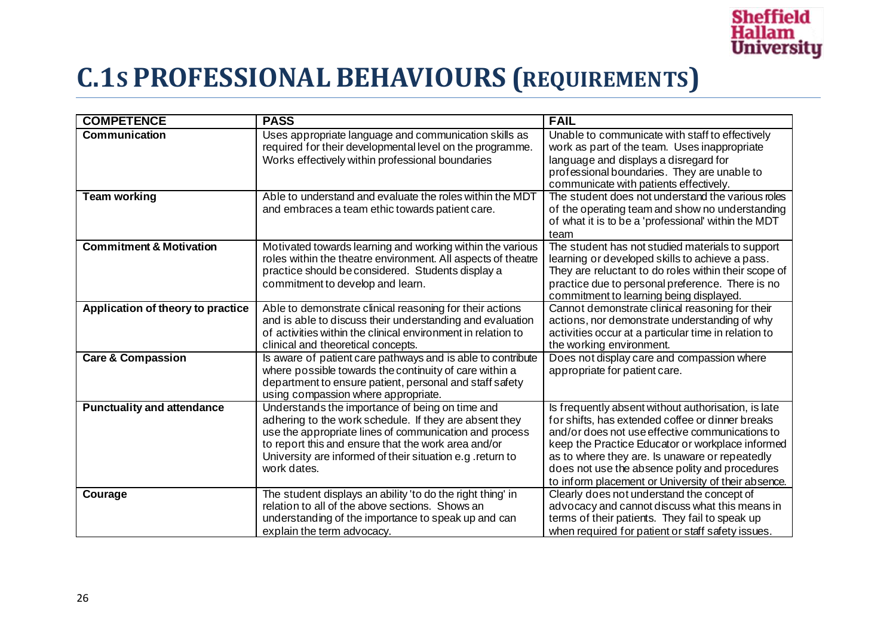# C.1S PROFESSIONAL BEHAVIOURS (REQUIREMENTS)

| COMPETENCE | PASS | FAIL |
| --- | --- | --- |
| **Communication** | Uses appropriate language and communication skills as required for their developmental level on the programme. Works effectively within professional boundaries | Unable to communicate with staff to effectively work as part of the team. Uses inappropriate language and displays a disregard for professional boundaries. They are unable to communicate with patients effectively. |
| **Team working** | Able to understand and evaluate the roles within the MDT and embraces a team ethic towards patient care. | The student does not understand the various roles of the operating team and show no understanding of what it is to be a 'professional' within the MDT team |
| **Commitment & Motivation** | Motivated towards learning and working within the various roles within the theatre environment. All aspects of theatre practice should be considered. Students display a commitment to develop and learn. | The student has not studied materials to support learning or developed skills to achieve a pass. They are reluctant to do roles within their scope of practice due to personal preference. There is no commitment to learning being displayed. |
| **Application of theory to practice** | Able to demonstrate clinical reasoning for their actions and is able to discuss their understanding and evaluation of activities within the clinical environment in relation to clinical and theoretical concepts. | Cannot demonstrate clinical reasoning for their actions, nor demonstrate understanding of why activities occur at a particular time in relation to the working environment. |
| **Care & Compassion** | Is aware of patient care pathways and is able to contribute where possible towards the continuity of care within a department to ensure patient, personal and staff safety using compassion where appropriate. | Does not display care and compassion where appropriate for patient care. |
| **Punctuality and attendance** | Understands the importance of being on time and adhering to the work schedule. If they are absent they use the appropriate lines of communication and process to report this and ensure that the work area and/or University are informed of their situation e.g .return to work dates. | Is frequently absent without authorisation, is late for shifts, has extended coffee or dinner breaks and/or does not use effective communications to keep the Practice Educator or workplace informed as to where they are. Is unaware or repeatedly does not use the absence polity and procedures to inform placement or University of their absence. |
| **Courage** | The student displays an ability 'to do the right thing' in relation to all of the above sections. Shows an understanding of the importance to speak up and can explain the term advocacy. | Clearly does not understand the concept of advocacy and cannot discuss what this means in terms of their patients. They fail to speak up when required for patient or staff safety issues. |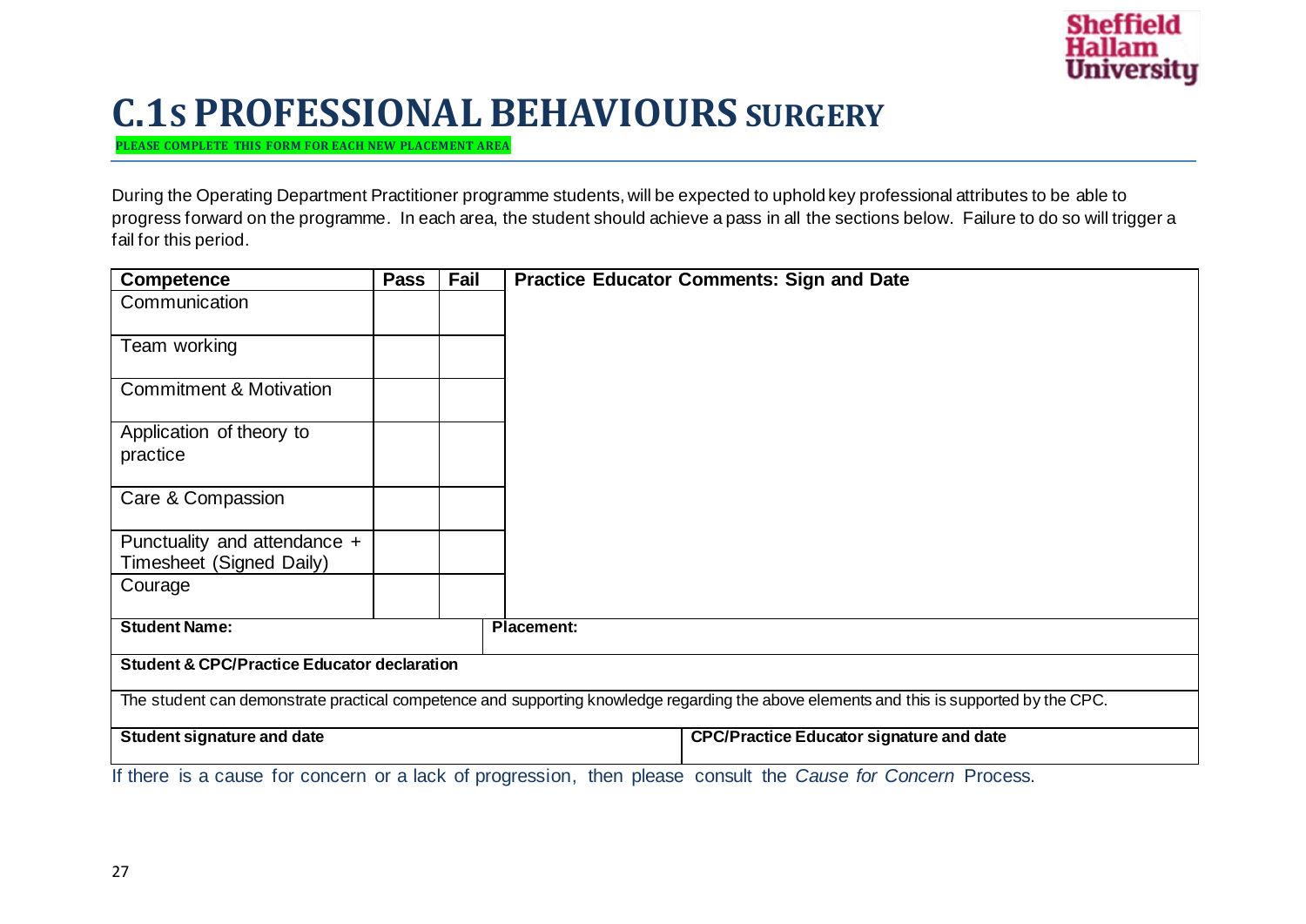# C.1S PROFESSIONAL BEHAVIOURS SURGERY

**PLEASE COMPLETE THIS FORM FOR EACH NEW PLACEMENT AREA**

During the Operating Department Practitioner programme students, will be expected to uphold key professional attributes to be able to progress forward on the programme. In each area, the student should achieve a pass in all the sections below. Failure to do so will trigger a fail for this period.

| Competence | Pass | Fail | Practice Educator Comments: Sign and Date |
|---|---|---|---|
| Communication | | | |
| Team working | | | |
| Commitment & Motivation | | | |
| Application of theory to practice | | | |
| Care & Compassion | | | |
| Punctuality and attendance + Timesheet (Signed Daily) | | | |
| Courage | | | |

| **Student Name:** | **Placement:** |
|---|---|
| **Student & CPC/Practice Educator declaration** | |
| The student can demonstrate practical competence and supporting knowledge regarding the above elements and this is supported by the CPC. | |
| **Student signature and date** | **CPC/Practice Educator signature and date** |

If there is a cause for concern or a lack of progression, then please consult the *Cause for Concern* Process.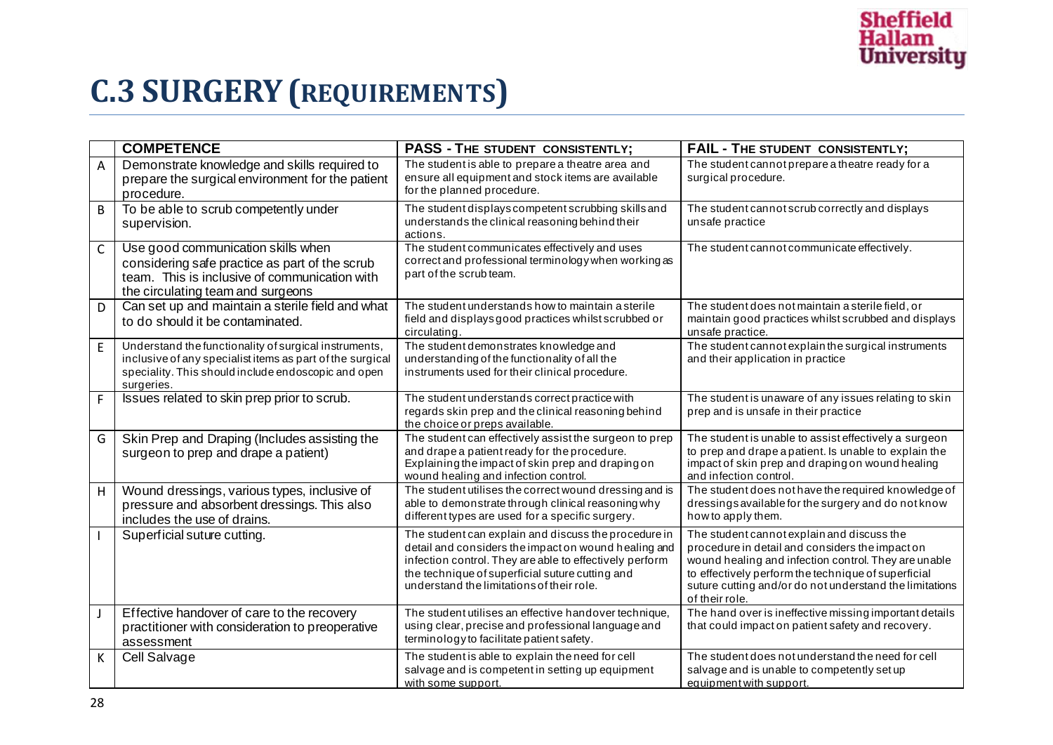# C.3 SURGERY (REQUIREMENTS)

| | COMPETENCE | PASS - THE STUDENT CONSISTENTLY; | FAIL - THE STUDENT CONSISTENTLY; |
|---|---|---|---|
| A | Demonstrate knowledge and skills required to prepare the surgical environment for the patient procedure. | The student is able to prepare a theatre area and ensure all equipment and stock items are available for the planned procedure. | The student cannot prepare a theatre ready for a surgical procedure. |
| B | To be able to scrub competently under supervision. | The student displays competent scrubbing skills and understands the clinical reasoning behind their actions. | The student cannot scrub correctly and displays unsafe practice |
| C | Use good communication skills when considering safe practice as part of the scrub team. This is inclusive of communication with the circulating team and surgeons | The student communicates effectively and uses correct and professional terminology when working as part of the scrub team. | The student cannot communicate effectively. |
| D | Can set up and maintain a sterile field and what to do should it be contaminated. | The student understands how to maintain a sterile field and displays good practices whilst scrubbed or circulating. | The student does not maintain a sterile field, or maintain good practices whilst scrubbed and displays unsafe practice. |
| E | Understand the functionality of surgical instruments, inclusive of any specialist items as part of the surgical speciality. This should include endoscopic and open surgeries. | The student demonstrates knowledge and understanding of the functionality of all the instruments used for their clinical procedure. | The student cannot explain the surgical instruments and their application in practice |
| F | Issues related to skin prep prior to scrub. | The student understands correct practice with regards skin prep and the clinical reasoning behind the choice or preps available. | The student is unaware of any issues relating to skin prep and is unsafe in their practice |
| G | Skin Prep and Draping (Includes assisting the surgeon to prep and drape a patient) | The student can effectively assist the surgeon to prep and drape a patient ready for the procedure. Explaining the impact of skin prep and draping on wound healing and infection control. | The student is unable to assist effectively a surgeon to prep and drape a patient. Is unable to explain the impact of skin prep and draping on wound healing and infection control. |
| H | Wound dressings, various types, inclusive of pressure and absorbent dressings. This also includes the use of drains. | The student utilises the correct wound dressing and is able to demonstrate through clinical reasoning why different types are used for a specific surgery. | The student does not have the required knowledge of dressings available for the surgery and do not know how to apply them. |
| I | Superficial suture cutting. | The student can explain and discuss the procedure in detail and considers the impact on wound healing and infection control. They are able to effectively perform the technique of superficial suture cutting and understand the limitations of their role. | The student cannot explain and discuss the procedure in detail and considers the impact on wound healing and infection control. They are unable to effectively perform the technique of superficial suture cutting and/or do not understand the limitations of their role. |
| J | Effective handover of care to the recovery practitioner with consideration to preoperative assessment | The student utilises an effective handover technique, using clear, precise and professional language and terminology to facilitate patient safety. | The hand over is ineffective missing important details that could impact on patient safety and recovery. |
| K | Cell Salvage | The student is able to explain the need for cell salvage and is competent in setting up equipment with some support. | The student does not understand the need for cell salvage and is unable to competently set up equipment with support. |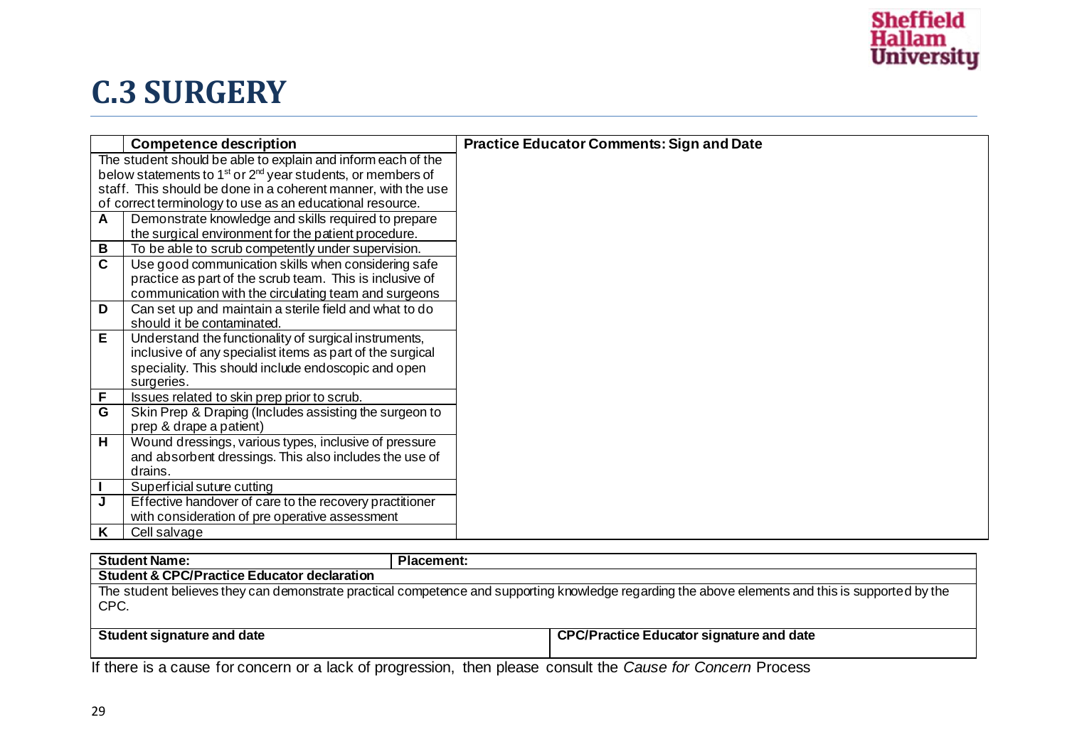# C.3 SURGERY

| | Competence description | Practice Educator Comments: Sign and Date |
|---|---|---|
| | The student should be able to explain and inform each of the below statements to 1st or 2nd year students, or members of staff. This should be done in a coherent manner, with the use of correct terminology to use as an educational resource. | |
| **A** | Demonstrate knowledge and skills required to prepare the surgical environment for the patient procedure. | |
| **B** | To be able to scrub competently under supervision. | |
| **C** | Use good communication skills when considering safe practice as part of the scrub team. This is inclusive of communication with the circulating team and surgeons | |
| **D** | Can set up and maintain a sterile field and what to do should it be contaminated. | |
| **E** | Understand the functionality of surgical instruments, inclusive of any specialist items as part of the surgical speciality. This should include endoscopic and open surgeries. | |
| **F** | Issues related to skin prep prior to scrub. | |
| **G** | Skin Prep & Draping (Includes assisting the surgeon to prep & drape a patient) | |
| **H** | Wound dressings, various types, inclusive of pressure and absorbent dressings. This also includes the use of drains. | |
| **I** | Superficial suture cutting | |
| **J** | Effective handover of care to the recovery practitioner with consideration of pre operative assessment | |
| **K** | Cell salvage | |

| **Student Name:** | **Placement:** |
|---|---|
| **Student & CPC/Practice Educator declaration** | |
| The student believes they can demonstrate practical competence and supporting knowledge regarding the above elements and this is supported by the CPC. | |
| **Student signature and date** | **CPC/Practice Educator signature and date** |

If there is a cause for concern or a lack of progression, then please consult the *Cause for Concern* Process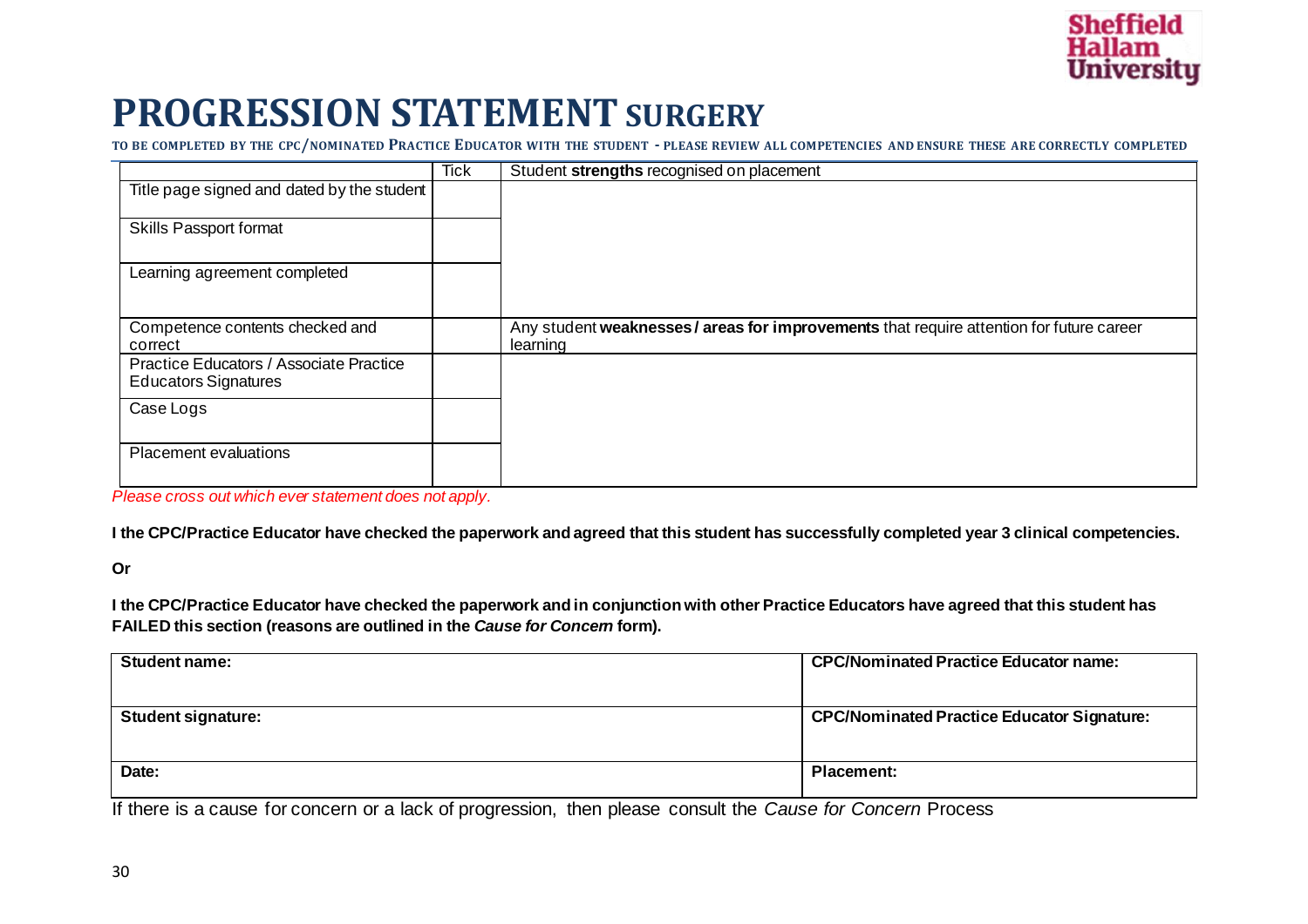# PROGRESSION STATEMENT SURGERY

TO BE COMPLETED BY THE CPC/NOMINATED PRACTICE EDUCATOR WITH THE STUDENT - PLEASE REVIEW ALL COMPETENCIES AND ENSURE THESE ARE CORRECTLY COMPLETED

| | Tick | Student **strengths** recognised on placement |
|---|---|---|
| Title page signed and dated by the student | | |
| Skills Passport format | | |
| Learning agreement completed | | |
| Competence contents checked and correct | | Any student **weaknesses / areas for improvements** that require attention for future career learning |
| Practice Educators / Associate Practice Educators Signatures | | |
| Case Logs | | |
| Placement evaluations | | |

*Please cross out which ever statement does not apply.*

**I the CPC/Practice Educator have checked the paperwork and agreed that this student has successfully completed year 3 clinical competencies.**

**Or**

**I the CPC/Practice Educator have checked the paperwork and in conjunction with other Practice Educators have agreed that this student has FAILED this section (reasons are outlined in the *Cause for Concern* form).**

| Student name: | CPC/Nominated Practice Educator name: |
|---|---|
| **Student signature:** | **CPC/Nominated Practice Educator Signature:** |
| **Date:** | **Placement:** |

If there is a cause for concern or a lack of progression, then please consult the *Cause for Concern* Process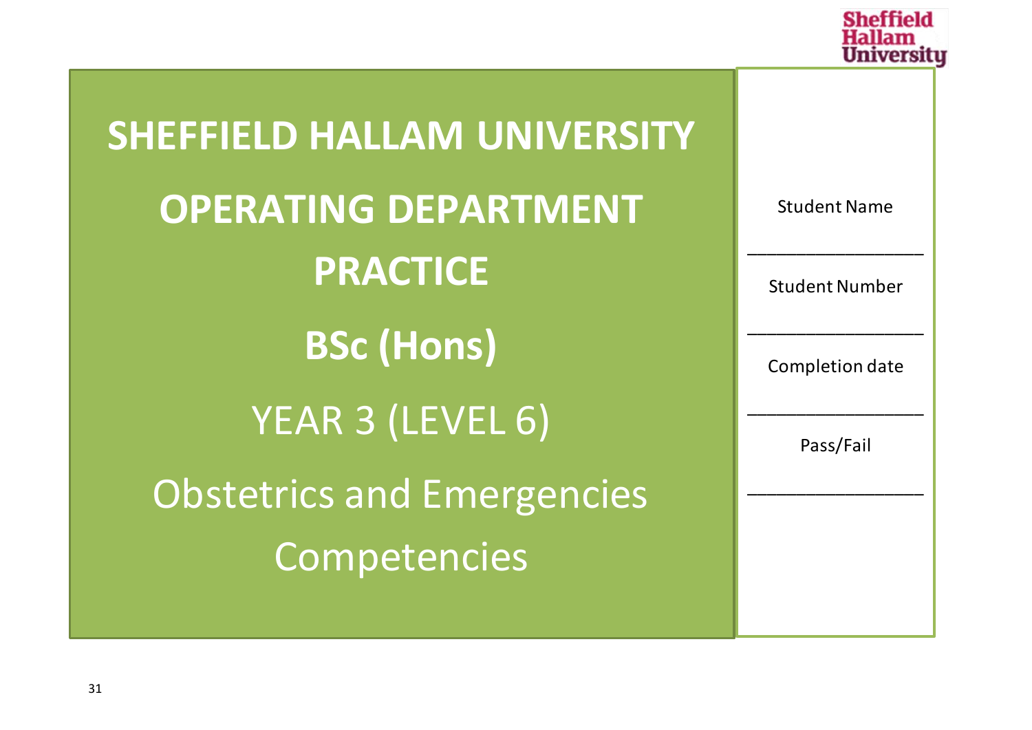# SHEFFIELD HALLAM UNIVERSITY

# OPERATING DEPARTMENT PRACTICE

## BSc (Hons)

YEAR 3 (LEVEL 6)

Obstetrics and Emergencies Competencies

Student Name

_________________

Student Number

_________________

Completion date

_________________

Pass/Fail

_________________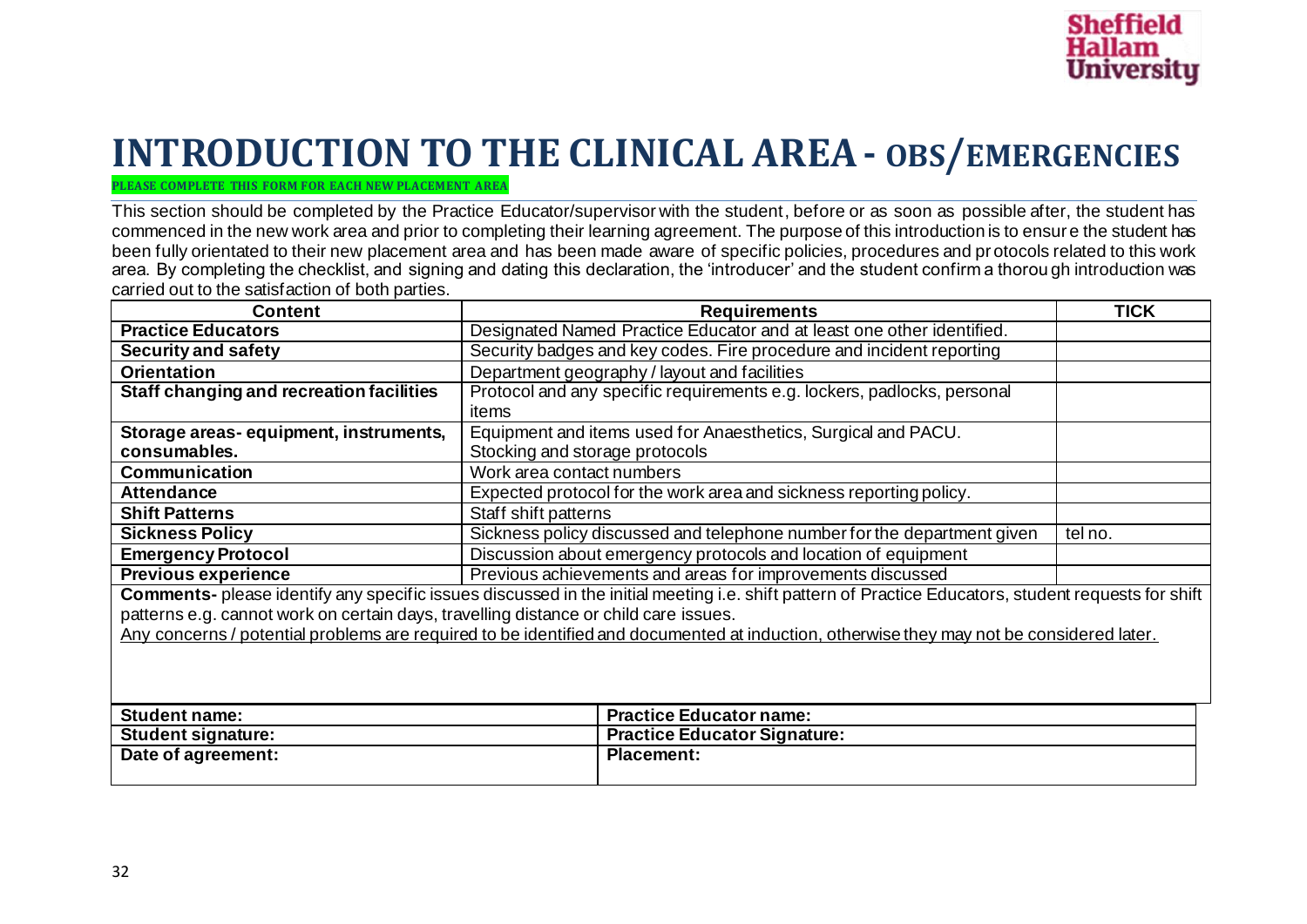# INTRODUCTION TO THE CLINICAL AREA - OBS/EMERGENCIES

**PLEASE COMPLETE THIS FORM FOR EACH NEW PLACEMENT AREA**

This section should be completed by the Practice Educator/supervisor with the student, before or as soon as possible after, the student has commenced in the new work area and prior to completing their learning agreement. The purpose of this introduction is to ensure the student has been fully orientated to their new placement area and has been made aware of specific policies, procedures and protocols related to this work area. By completing the checklist, and signing and dating this declaration, the 'introducer' and the student confirm a thorough introduction was carried out to the satisfaction of both parties.

| Content | Requirements | TICK |
|---|---|---|
| **Practice Educators** | Designated Named Practice Educator and at least one other identified. | |
| **Security and safety** | Security badges and key codes. Fire procedure and incident reporting | |
| **Orientation** | Department geography / layout and facilities | |
| **Staff changing and recreation facilities** | Protocol and any specific requirements e.g. lockers, padlocks, personal items | |
| **Storage areas- equipment, instruments, consumables.** | Equipment and items used for Anaesthetics, Surgical and PACU. Stocking and storage protocols | |
| **Communication** | Work area contact numbers | |
| **Attendance** | Expected protocol for the work area and sickness reporting policy. | |
| **Shift Patterns** | Staff shift patterns | |
| **Sickness Policy** | Sickness policy discussed and telephone number for the department given | tel no. |
| **Emergency Protocol** | Discussion about emergency protocols and location of equipment | |
| **Previous experience** | Previous achievements and areas for improvements discussed | |

**Comments-** please identify any specific issues discussed in the initial meeting i.e. shift pattern of Practice Educators, student requests for shift patterns e.g. cannot work on certain days, travelling distance or child care issues.

Any concerns / potential problems are required to be identified and documented at induction, otherwise they may not be considered later.

| Student name: | Practice Educator name: |
|---|---|
| **Student signature:** | **Practice Educator Signature:** |
| **Date of agreement:** | **Placement:** |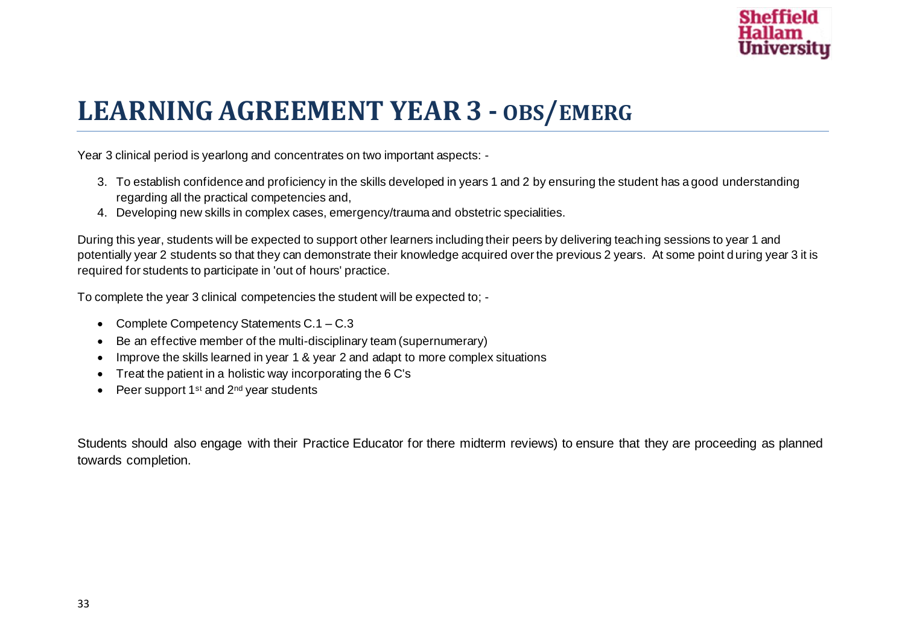# LEARNING AGREEMENT YEAR 3 - OBS/EMERG

Year 3 clinical period is yearlong and concentrates on two important aspects: -

3. To establish confidence and proficiency in the skills developed in years 1 and 2 by ensuring the student has a good understanding regarding all the practical competencies and,
4. Developing new skills in complex cases, emergency/trauma and obstetric specialities.

During this year, students will be expected to support other learners including their peers by delivering teaching sessions to year 1 and potentially year 2 students so that they can demonstrate their knowledge acquired over the previous 2 years. At some point during year 3 it is required for students to participate in 'out of hours' practice.

To complete the year 3 clinical competencies the student will be expected to; -

- Complete Competency Statements C.1 – C.3
- Be an effective member of the multi-disciplinary team (supernumerary)
- Improve the skills learned in year 1 & year 2 and adapt to more complex situations
- Treat the patient in a holistic way incorporating the 6 C's
- Peer support 1st and 2nd year students

Students should also engage with their Practice Educator for there midterm reviews) to ensure that they are proceeding as planned towards completion.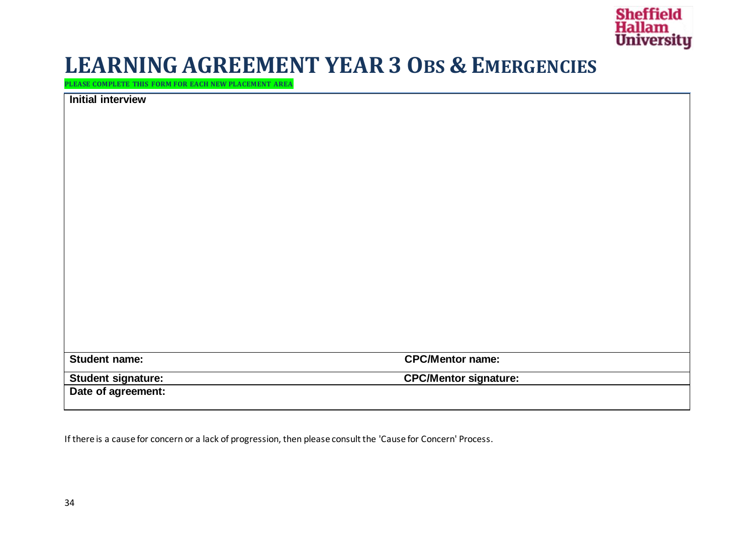# LEARNING AGREEMENT YEAR 3 OBS & EMERGENCIES

**PLEASE COMPLETE THIS FORM FOR EACH NEW PLACEMENT AREA**

| **Initial interview** | |
|---|---|
| | |
| **Student name:** | **CPC/Mentor name:** |
| **Student signature:** | **CPC/Mentor signature:** |
| **Date of agreement:** | |

If there is a cause for concern or a lack of progression, then please consult the 'Cause for Concern' Process.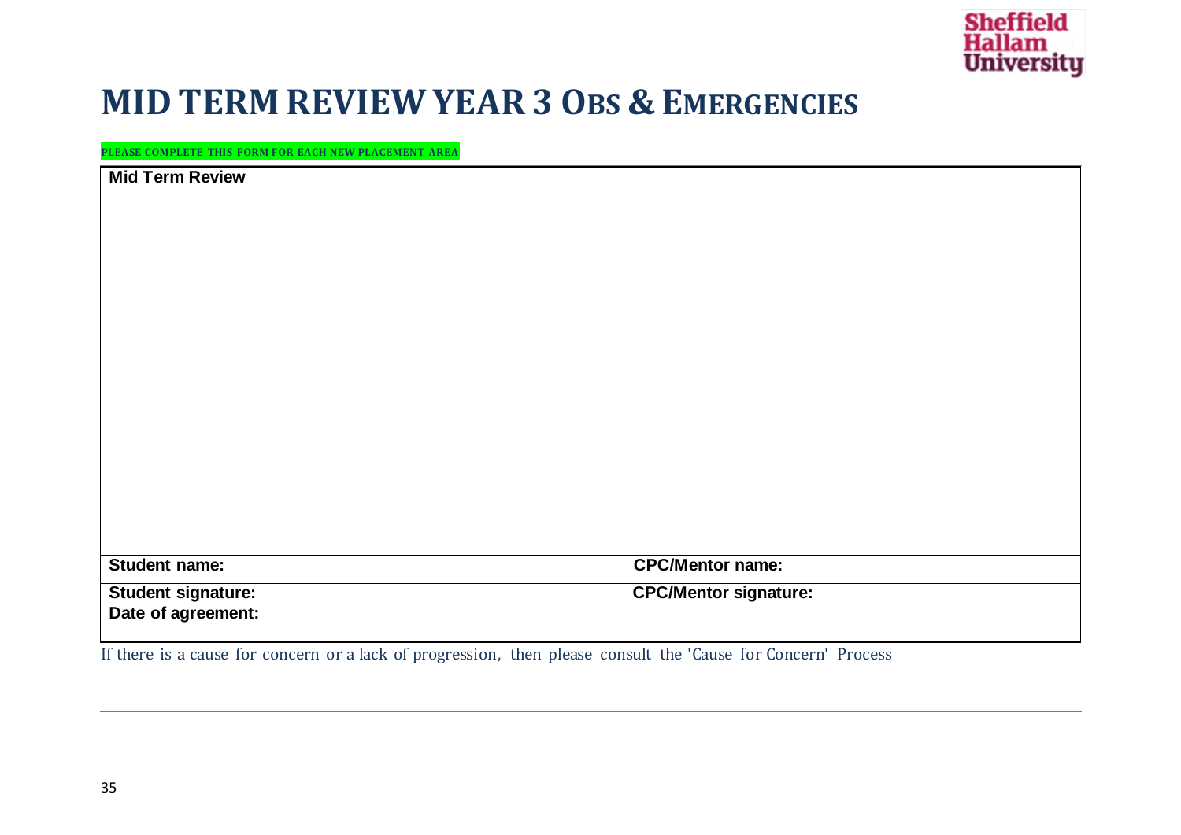# MID TERM REVIEW YEAR 3 OBS & EMERGENCIES

**PLEASE COMPLETE THIS FORM FOR EACH NEW PLACEMENT AREA**

| **Mid Term Review** | |
|---|---|
| | |
| **Student name:** | **CPC/Mentor name:** |
| **Student signature:** | **CPC/Mentor signature:** |
| **Date of agreement:** | |

If there is a cause for concern or a lack of progression, then please consult the 'Cause for Concern' Process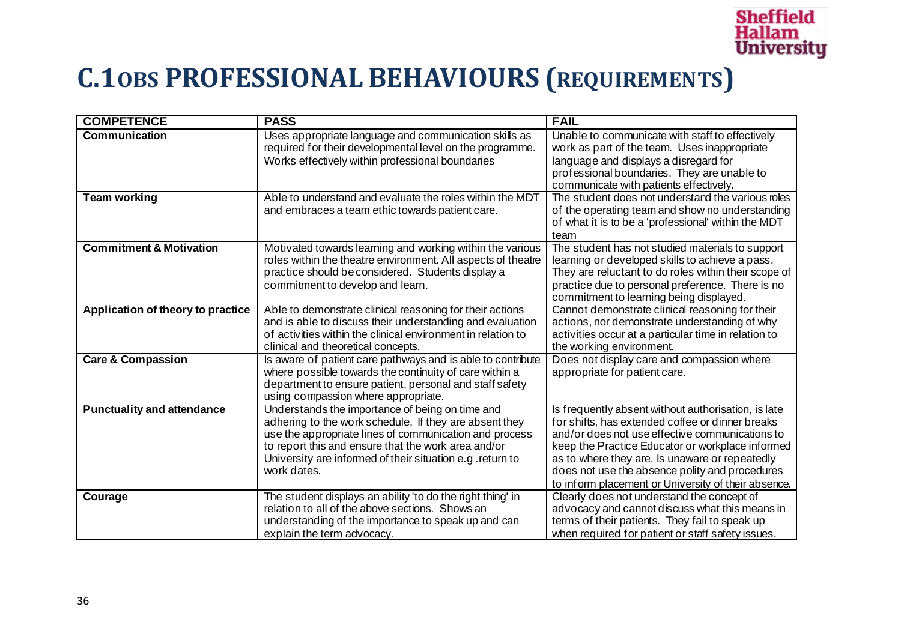# C.1OBS PROFESSIONAL BEHAVIOURS (REQUIREMENTS)

| COMPETENCE | PASS | FAIL |
|---|---|---|
| **Communication** | Uses appropriate language and communication skills as required for their developmental level on the programme. Works effectively within professional boundaries | Unable to communicate with staff to effectively work as part of the team. Uses inappropriate language and displays a disregard for professional boundaries. They are unable to communicate with patients effectively. |
| **Team working** | Able to understand and evaluate the roles within the MDT and embraces a team ethic towards patient care. | The student does not understand the various roles of the operating team and show no understanding of what it is to be a 'professional' within the MDT team |
| **Commitment & Motivation** | Motivated towards learning and working within the various roles within the theatre environment. All aspects of theatre practice should be considered. Students display a commitment to develop and learn. | The student has not studied materials to support learning or developed skills to achieve a pass. They are reluctant to do roles within their scope of practice due to personal preference. There is no commitment to learning being displayed. |
| **Application of theory to practice** | Able to demonstrate clinical reasoning for their actions and is able to discuss their understanding and evaluation of activities within the clinical environment in relation to clinical and theoretical concepts. | Cannot demonstrate clinical reasoning for their actions, nor demonstrate understanding of why activities occur at a particular time in relation to the working environment. |
| **Care & Compassion** | Is aware of patient care pathways and is able to contribute where possible towards the continuity of care within a department to ensure patient, personal and staff safety using compassion where appropriate. | Does not display care and compassion where appropriate for patient care. |
| **Punctuality and attendance** | Understands the importance of being on time and adhering to the work schedule. If they are absent they use the appropriate lines of communication and process to report this and ensure that the work area and/or University are informed of their situation e.g .return to work dates. | Is frequently absent without authorisation, is late for shifts, has extended coffee or dinner breaks and/or does not use effective communications to keep the Practice Educator or workplace informed as to where they are. Is unaware or repeatedly does not use the absence polity and procedures to inform placement or University of their absence. |
| **Courage** | The student displays an ability 'to do the right thing' in relation to all of the above sections. Shows an understanding of the importance to speak up and can explain the term advocacy. | Clearly does not understand the concept of advocacy and cannot discuss what this means in terms of their patients. They fail to speak up when required for patient or staff safety issues. |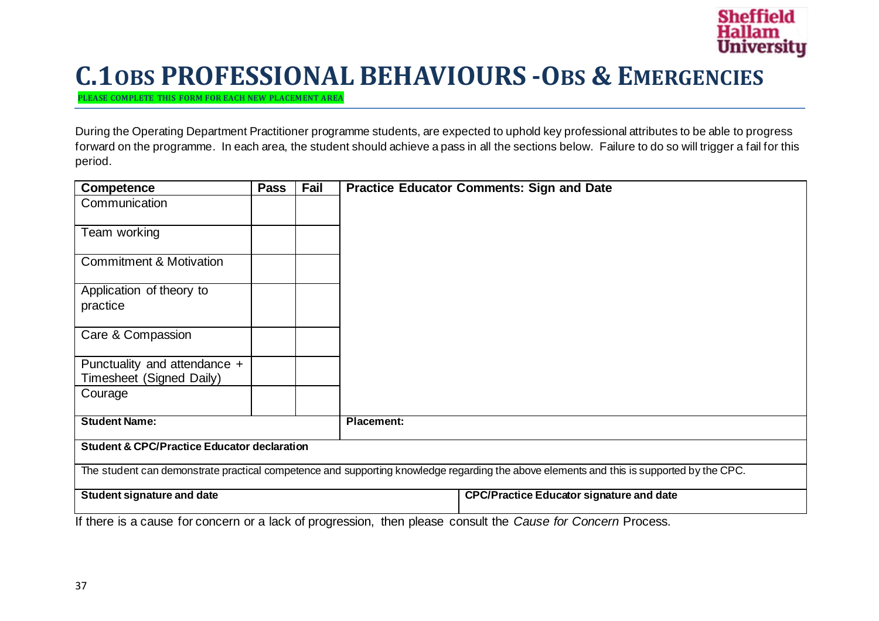# C.1OBS PROFESSIONAL BEHAVIOURS -OBS & EMERGENCIES

**PLEASE COMPLETE THIS FORM FOR EACH NEW PLACEMENT AREA**

During the Operating Department Practitioner programme students, are expected to uphold key professional attributes to be able to progress forward on the programme. In each area, the student should achieve a pass in all the sections below. Failure to do so will trigger a fail for this period.

| Competence | Pass | Fail | Practice Educator Comments: Sign and Date |
|---|---|---|---|
| Communication | | | |
| Team working | | | |
| Commitment & Motivation | | | |
| Application of theory to practice | | | |
| Care & Compassion | | | |
| Punctuality and attendance + Timesheet (Signed Daily) | | | |
| Courage | | | |
| **Student Name:** | | | **Placement:** |
| **Student & CPC/Practice Educator declaration** | | | |
| The student can demonstrate practical competence and supporting knowledge regarding the above elements and this is supported by the CPC. | | | |
| **Student signature and date** | | | **CPC/Practice Educator signature and date** |

If there is a cause for concern or a lack of progression, then please consult the *Cause for Concern* Process.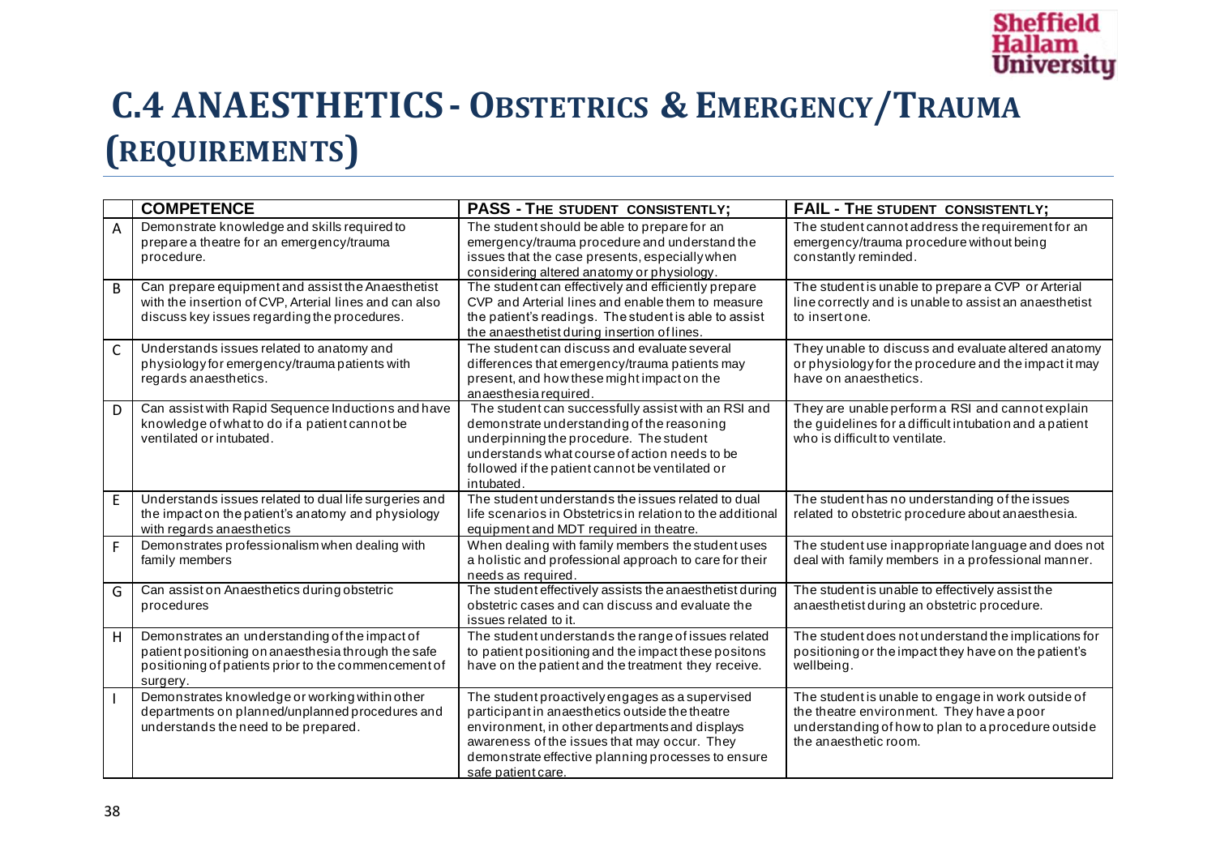# C.4 ANAESTHETICS - OBSTETRICS & EMERGENCY/TRAUMA (REQUIREMENTS)

| | COMPETENCE | PASS - THE STUDENT CONSISTENTLY; | FAIL - THE STUDENT CONSISTENTLY; |
|---|---|---|---|
| A | Demonstrate knowledge and skills required to prepare a theatre for an emergency/trauma procedure. | The student should be able to prepare for an emergency/trauma procedure and understand the issues that the case presents, especially when considering altered anatomy or physiology. | The student cannot address the requirement for an emergency/trauma procedure without being constantly reminded. |
| B | Can prepare equipment and assist the Anaesthetist with the insertion of CVP, Arterial lines and can also discuss key issues regarding the procedures. | The student can effectively and efficiently prepare CVP and Arterial lines and enable them to measure the patient's readings. The student is able to assist the anaesthetist during insertion of lines. | The student is unable to prepare a CVP or Arterial line correctly and is unable to assist an anaesthetist to insert one. |
| C | Understands issues related to anatomy and physiology for emergency/trauma patients with regards anaesthetics. | The student can discuss and evaluate several differences that emergency/trauma patients may present, and how these might impact on the anaesthesia required. | They unable to discuss and evaluate altered anatomy or physiology for the procedure and the impact it may have on anaesthetics. |
| D | Can assist with Rapid Sequence Inductions and have knowledge of what to do if a patient cannot be ventilated or intubated. | The student can successfully assist with an RSI and demonstrate understanding of the reasoning underpinning the procedure. The student understands what course of action needs to be followed if the patient cannot be ventilated or intubated. | They are unable perform a RSI and cannot explain the guidelines for a difficult intubation and a patient who is difficult to ventilate. |
| E | Understands issues related to dual life surgeries and the impact on the patient's anatomy and physiology with regards anaesthetics | The student understands the issues related to dual life scenarios in Obstetrics in relation to the additional equipment and MDT required in theatre. | The student has no understanding of the issues related to obstetric procedure about anaesthesia. |
| F | Demonstrates professionalism when dealing with family members | When dealing with family members the student uses a holistic and professional approach to care for their needs as required. | The student use inappropriate language and does not deal with family members in a professional manner. |
| G | Can assist on Anaesthetics during obstetric procedures | The student effectively assists the anaesthetist during obstetric cases and can discuss and evaluate the issues related to it. | The student is unable to effectively assist the anaesthetist during an obstetric procedure. |
| H | Demonstrates an understanding of the impact of patient positioning on anaesthesia through the safe positioning of patients prior to the commencement of surgery. | The student understands the range of issues related to patient positioning and the impact these positons have on the patient and the treatment they receive. | The student does not understand the implications for positioning or the impact they have on the patient's wellbeing. |
| I | Demonstrates knowledge or working within other departments on planned/unplanned procedures and understands the need to be prepared. | The student proactively engages as a supervised participant in anaesthetics outside the theatre environment, in other departments and displays awareness of the issues that may occur. They demonstrate effective planning processes to ensure safe patient care. | The student is unable to engage in work outside of the theatre environment. They have a poor understanding of how to plan to a procedure outside the anaesthetic room. |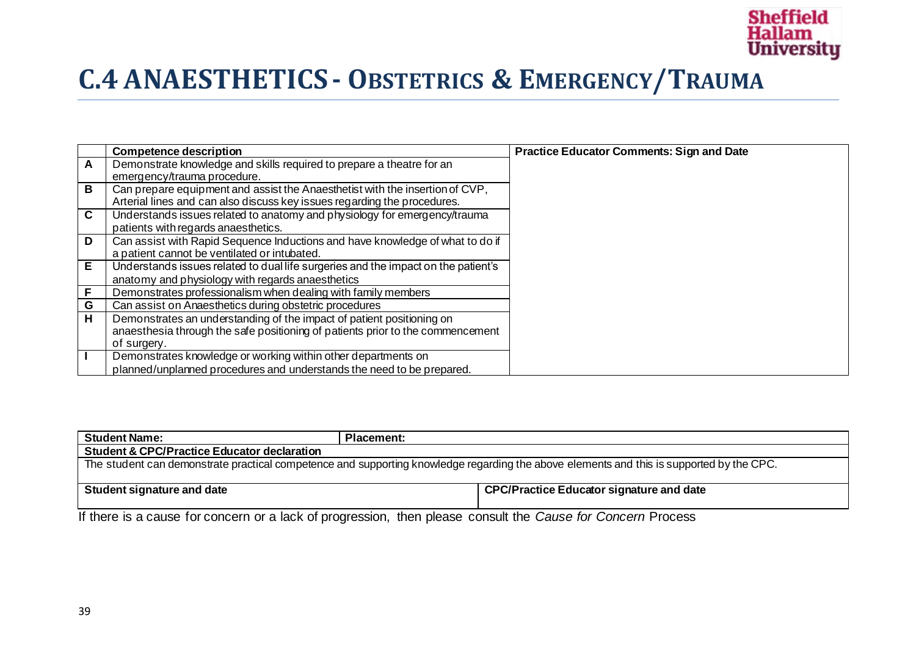# C.4 ANAESTHETICS - OBSTETRICS & EMERGENCY/TRAUMA

| | Competence description | Practice Educator Comments: Sign and Date |
|---|---|---|
| **A** | Demonstrate knowledge and skills required to prepare a theatre for an emergency/trauma procedure. | |
| **B** | Can prepare equipment and assist the Anaesthetist with the insertion of CVP, Arterial lines and can also discuss key issues regarding the procedures. | |
| **C** | Understands issues related to anatomy and physiology for emergency/trauma patients with regards anaesthetics. | |
| **D** | Can assist with Rapid Sequence Inductions and have knowledge of what to do if a patient cannot be ventilated or intubated. | |
| **E** | Understands issues related to dual life surgeries and the impact on the patient's anatomy and physiology with regards anaesthetics | |
| **F** | Demonstrates professionalism when dealing with family members | |
| **G** | Can assist on Anaesthetics during obstetric procedures | |
| **H** | Demonstrates an understanding of the impact of patient positioning on anaesthesia through the safe positioning of patients prior to the commencement of surgery. | |
| **I** | Demonstrates knowledge or working within other departments on planned/unplanned procedures and understands the need to be prepared. | |

| **Student Name:** | **Placement:** |
|---|---|
| **Student & CPC/Practice Educator declaration** | |
| The student can demonstrate practical competence and supporting knowledge regarding the above elements and this is supported by the CPC. | |
| **Student signature and date** | **CPC/Practice Educator signature and date** |

If there is a cause for concern or a lack of progression, then please consult the *Cause for Concern* Process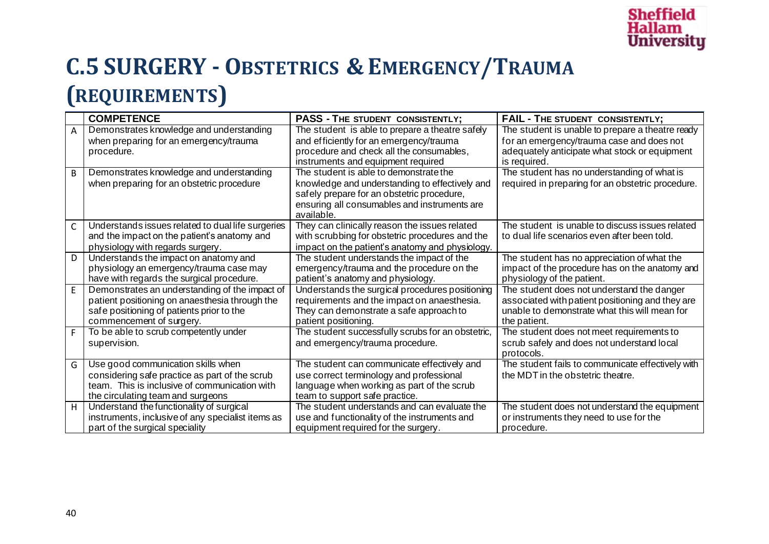# C.5 SURGERY - OBSTETRICS & EMERGENCY/TRAUMA (REQUIREMENTS)

| | COMPETENCE | PASS - THE STUDENT CONSISTENTLY; | FAIL - THE STUDENT CONSISTENTLY; |
|---|---|---|---|
| A | Demonstrates knowledge and understanding when preparing for an emergency/trauma procedure. | The student is able to prepare a theatre safely and efficiently for an emergency/trauma procedure and check all the consumables, instruments and equipment required | The student is unable to prepare a theatre ready for an emergency/trauma case and does not adequately anticipate what stock or equipment is required. |
| B | Demonstrates knowledge and understanding when preparing for an obstetric procedure | The student is able to demonstrate the knowledge and understanding to effectively and safely prepare for an obstetric procedure, ensuring all consumables and instruments are available. | The student has no understanding of what is required in preparing for an obstetric procedure. |
| C | Understands issues related to dual life surgeries and the impact on the patient's anatomy and physiology with regards surgery. | They can clinically reason the issues related with scrubbing for obstetric procedures and the impact on the patient's anatomy and physiology. | The student is unable to discuss issues related to dual life scenarios even after been told. |
| D | Understands the impact on anatomy and physiology an emergency/trauma case may have with regards the surgical procedure. | The student understands the impact of the emergency/trauma and the procedure on the patient's anatomy and physiology. | The student has no appreciation of what the impact of the procedure has on the anatomy and physiology of the patient. |
| E | Demonstrates an understanding of the impact of patient positioning on anaesthesia through the safe positioning of patients prior to the commencement of surgery. | Understands the surgical procedures positioning requirements and the impact on anaesthesia. They can demonstrate a safe approach to patient positioning. | The student does not understand the danger associated with patient positioning and they are unable to demonstrate what this will mean for the patient. |
| F | To be able to scrub competently under supervision. | The student successfully scrubs for an obstetric, and emergency/trauma procedure. | The student does not meet requirements to scrub safely and does not understand local protocols. |
| G | Use good communication skills when considering safe practice as part of the scrub team. This is inclusive of communication with the circulating team and surgeons | The student can communicate effectively and use correct terminology and professional language when working as part of the scrub team to support safe practice. | The student fails to communicate effectively with the MDT in the obstetric theatre. |
| H | Understand the functionality of surgical instruments, inclusive of any specialist items as part of the surgical speciality | The student understands and can evaluate the use and functionality of the instruments and equipment required for the surgery. | The student does not understand the equipment or instruments they need to use for the procedure. |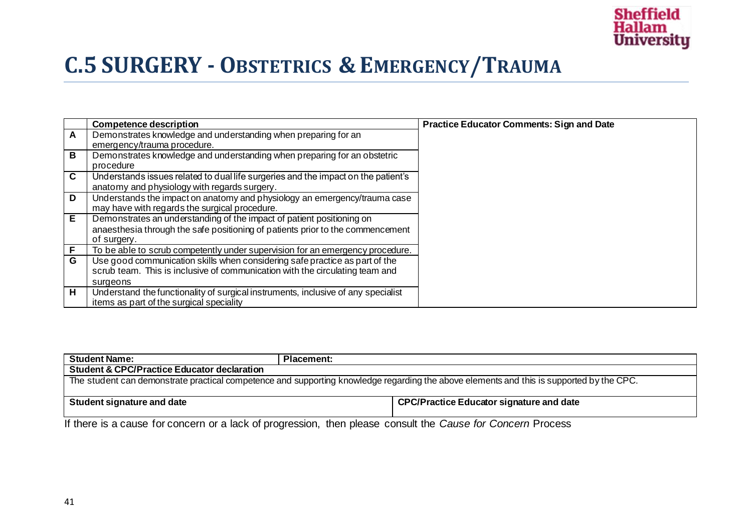# C.5 SURGERY - OBSTETRICS & EMERGENCY/TRAUMA

| | Competence description | Practice Educator Comments: Sign and Date |
|---|---|---|
| A | Demonstrates knowledge and understanding when preparing for an emergency/trauma procedure. | |
| B | Demonstrates knowledge and understanding when preparing for an obstetric procedure | |
| C | Understands issues related to dual life surgeries and the impact on the patient's anatomy and physiology with regards surgery. | |
| D | Understands the impact on anatomy and physiology an emergency/trauma case may have with regards the surgical procedure. | |
| E | Demonstrates an understanding of the impact of patient positioning on anaesthesia through the safe positioning of patients prior to the commencement of surgery. | |
| F | To be able to scrub competently under supervision for an emergency procedure. | |
| G | Use good communication skills when considering safe practice as part of the scrub team. This is inclusive of communication with the circulating team and surgeons | |
| H | Understand the functionality of surgical instruments, inclusive of any specialist items as part of the surgical speciality | |

| **Student Name:** | **Placement:** |
|---|---|
| **Student & CPC/Practice Educator declaration** | |
| The student can demonstrate practical competence and supporting knowledge regarding the above elements and this is supported by the CPC. | |
| **Student signature and date** | **CPC/Practice Educator signature and date** |

If there is a cause for concern or a lack of progression, then please consult the *Cause for Concern* Process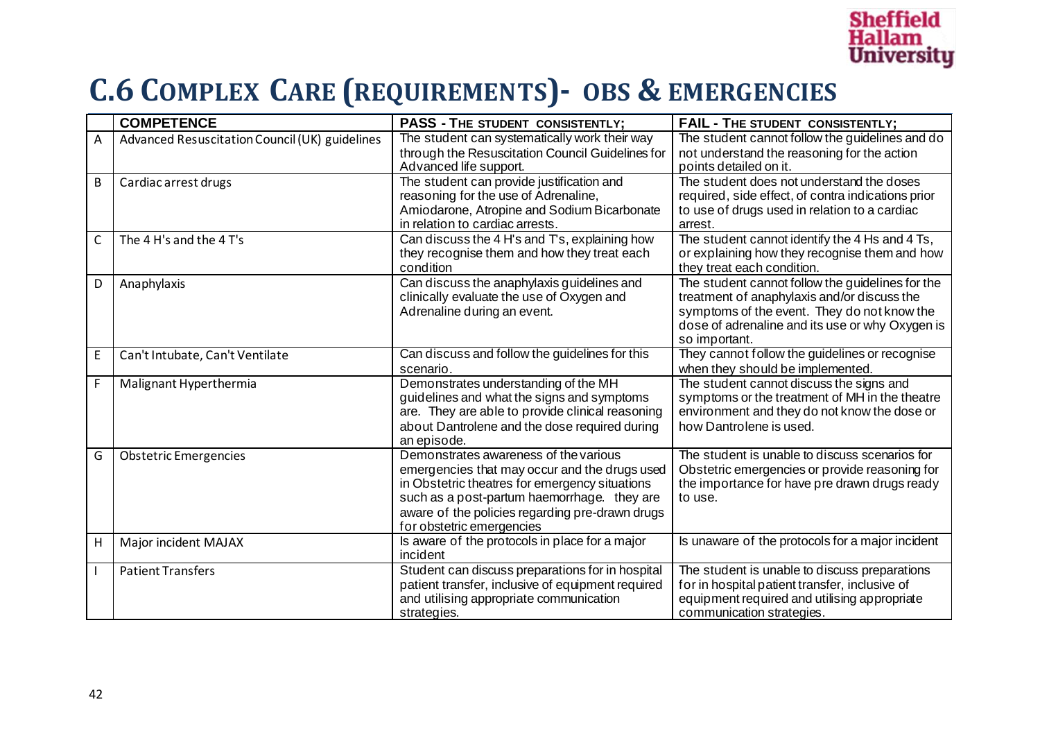# C.6 Complex Care (Requirements)- OBS & EMERGENCIES

| | COMPETENCE | PASS - THE STUDENT CONSISTENTLY; | FAIL - THE STUDENT CONSISTENTLY; |
|---|---|---|---|
| A | Advanced Resuscitation Council (UK) guidelines | The student can systematically work their way through the Resuscitation Council Guidelines for Advanced life support. | The student cannot follow the guidelines and do not understand the reasoning for the action points detailed on it. |
| B | Cardiac arrest drugs | The student can provide justification and reasoning for the use of Adrenaline, Amiodarone, Atropine and Sodium Bicarbonate in relation to cardiac arrests. | The student does not understand the doses required, side effect, of contra indications prior to use of drugs used in relation to a cardiac arrest. |
| C | The 4 H's and the 4 T's | Can discuss the 4 H's and T's, explaining how they recognise them and how they treat each condition | The student cannot identify the 4 Hs and 4 Ts, or explaining how they recognise them and how they treat each condition. |
| D | Anaphylaxis | Can discuss the anaphylaxis guidelines and clinically evaluate the use of Oxygen and Adrenaline during an event. | The student cannot follow the guidelines for the treatment of anaphylaxis and/or discuss the symptoms of the event. They do not know the dose of adrenaline and its use or why Oxygen is so important. |
| E | Can't Intubate, Can't Ventilate | Can discuss and follow the guidelines for this scenario. | They cannot follow the guidelines or recognise when they should be implemented. |
| F | Malignant Hyperthermia | Demonstrates understanding of the MH guidelines and what the signs and symptoms are. They are able to provide clinical reasoning about Dantrolene and the dose required during an episode. | The student cannot discuss the signs and symptoms or the treatment of MH in the theatre environment and they do not know the dose or how Dantrolene is used. |
| G | Obstetric Emergencies | Demonstrates awareness of the various emergencies that may occur and the drugs used in Obstetric theatres for emergency situations such as a post-partum haemorrhage. they are aware of the policies regarding pre-drawn drugs for obstetric emergencies | The student is unable to discuss scenarios for Obstetric emergencies or provide reasoning for the importance for have pre drawn drugs ready to use. |
| H | Major incident MAJAX | Is aware of the protocols in place for a major incident | Is unaware of the protocols for a major incident |
| I | Patient Transfers | Student can discuss preparations for in hospital patient transfer, inclusive of equipment required and utilising appropriate communication strategies. | The student is unable to discuss preparations for in hospital patient transfer, inclusive of equipment required and utilising appropriate communication strategies. |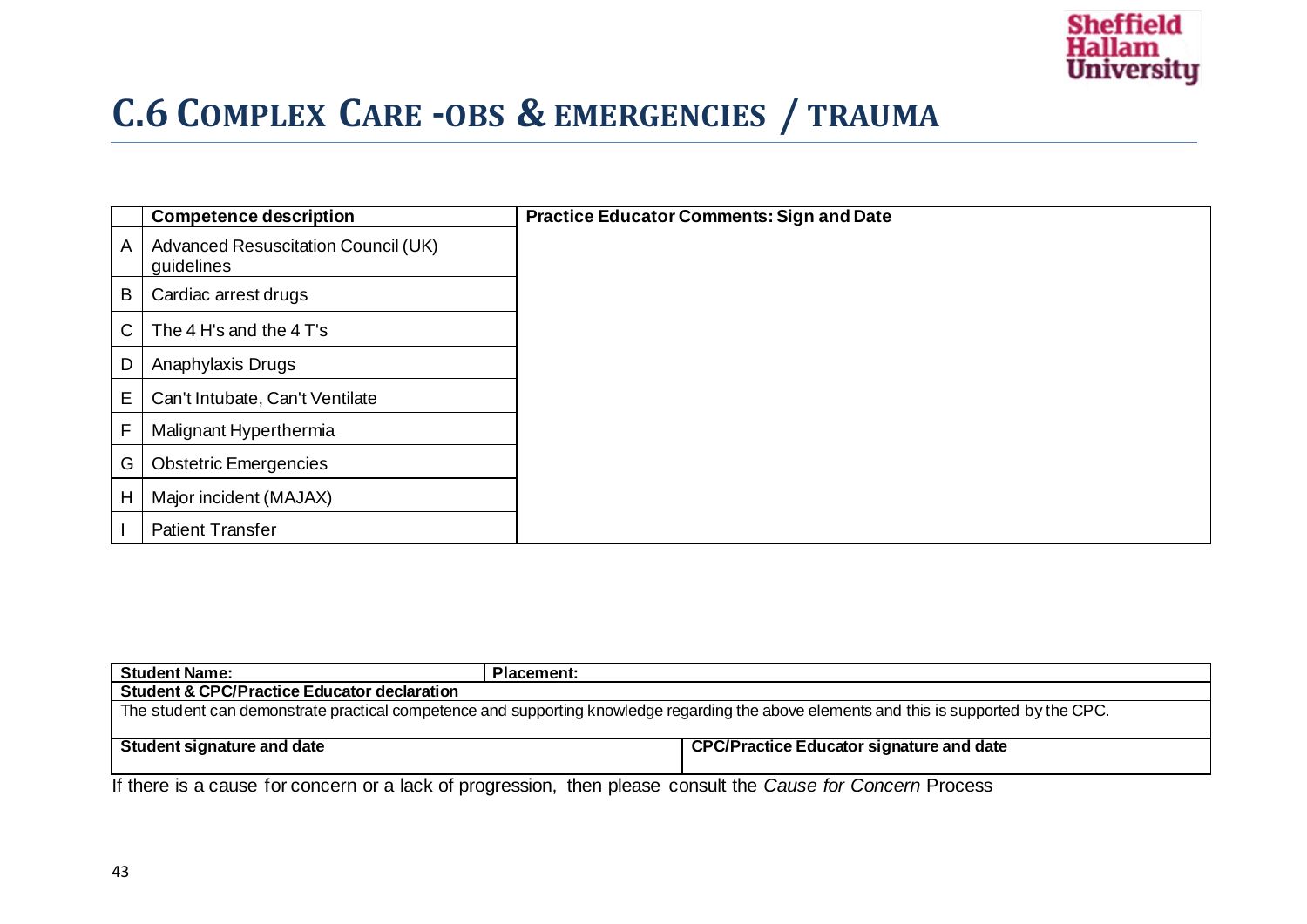# C.6 Complex Care - obs & emergencies / trauma

| | Competence description | Practice Educator Comments: Sign and Date |
|---|---|---|
| A | Advanced Resuscitation Council (UK) guidelines | |
| B | Cardiac arrest drugs | |
| C | The 4 H's and the 4 T's | |
| D | Anaphylaxis Drugs | |
| E | Can't Intubate, Can't Ventilate | |
| F | Malignant Hyperthermia | |
| G | Obstetric Emergencies | |
| H | Major incident (MAJAX) | |
| I | Patient Transfer | |

| **Student Name:** | **Placement:** |
|---|---|
| **Student & CPC/Practice Educator declaration** | |
| The student can demonstrate practical competence and supporting knowledge regarding the above elements and this is supported by the CPC. | |
| **Student signature and date** | **CPC/Practice Educator signature and date** |

If there is a cause for concern or a lack of progression, then please consult the *Cause for Concern* Process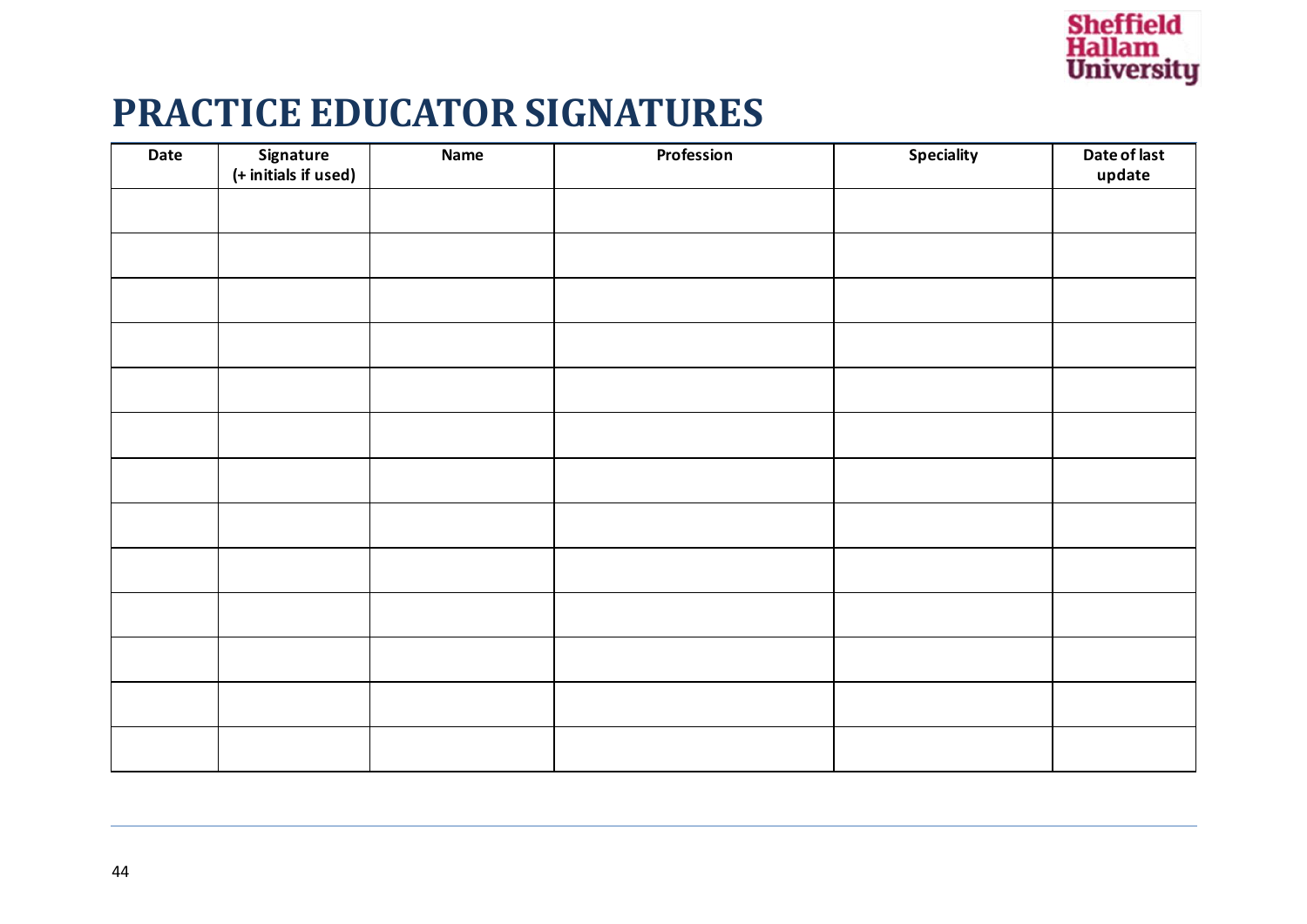# PRACTICE EDUCATOR SIGNATURES

| Date | Signature (+ initials if used) | Name | Profession | Speciality | Date of last update |
|---|---|---|---|---|---|
| | | | | | |
| | | | | | |
| | | | | | |
| | | | | | |
| | | | | | |
| | | | | | |
| | | | | | |
| | | | | | |
| | | | | | |
| | | | | | |
| | | | | | |
| | | | | | |
| | | | | | |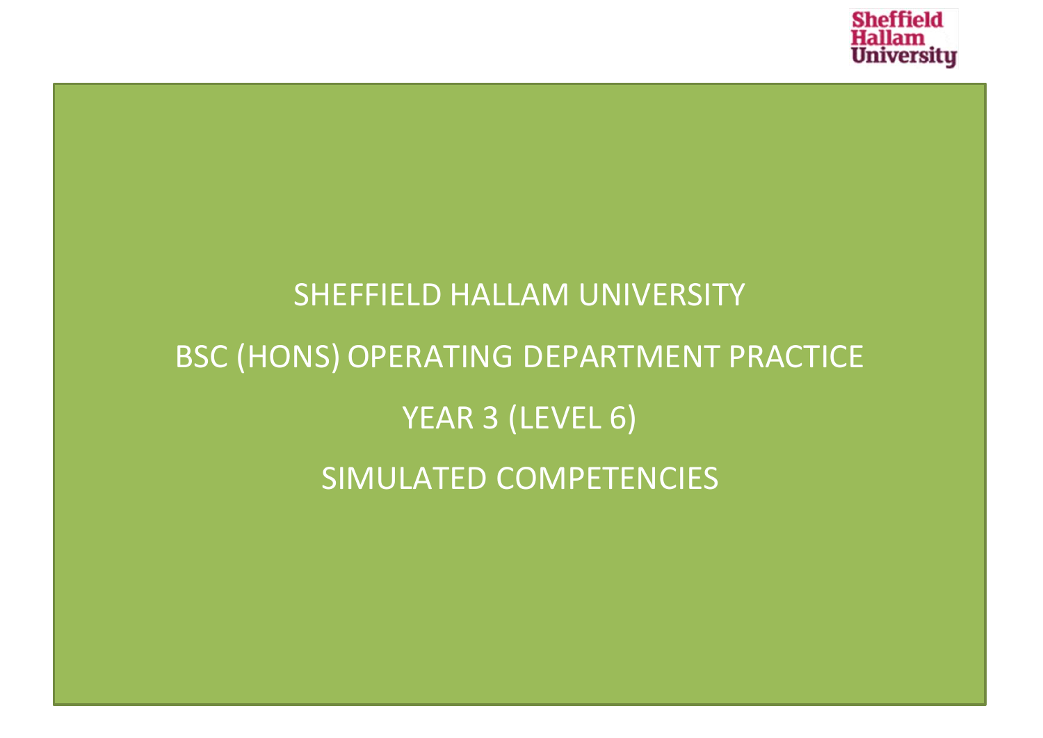# SHEFFIELD HALLAM UNIVERSITY

## BSC (HONS) OPERATING DEPARTMENT PRACTICE

## YEAR 3 (LEVEL 6)

## SIMULATED COMPETENCIES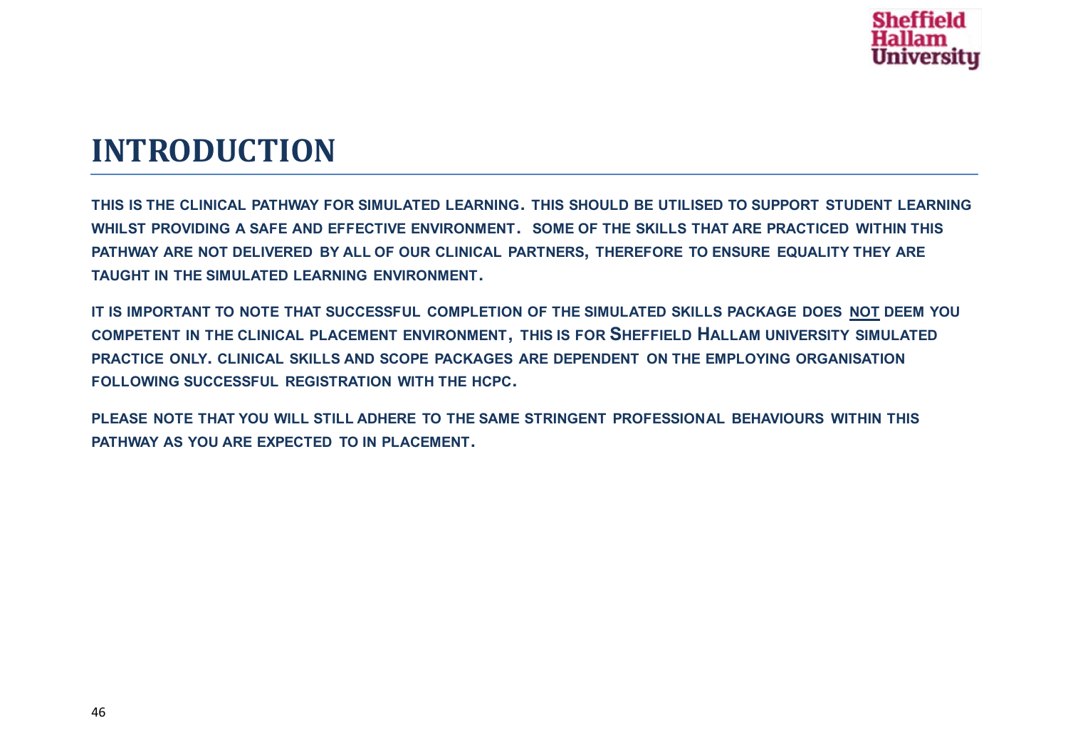# INTRODUCTION

THIS IS THE CLINICAL PATHWAY FOR SIMULATED LEARNING. THIS SHOULD BE UTILISED TO SUPPORT STUDENT LEARNING WHILST PROVIDING A SAFE AND EFFECTIVE ENVIRONMENT. SOME OF THE SKILLS THAT ARE PRACTICED WITHIN THIS PATHWAY ARE NOT DELIVERED BY ALL OF OUR CLINICAL PARTNERS, THEREFORE TO ENSURE EQUALITY THEY ARE TAUGHT IN THE SIMULATED LEARNING ENVIRONMENT.

IT IS IMPORTANT TO NOTE THAT SUCCESSFUL COMPLETION OF THE SIMULATED SKILLS PACKAGE DOES NOT DEEM YOU COMPETENT IN THE CLINICAL PLACEMENT ENVIRONMENT, THIS IS FOR SHEFFIELD HALLAM UNIVERSITY SIMULATED PRACTICE ONLY. CLINICAL SKILLS AND SCOPE PACKAGES ARE DEPENDENT ON THE EMPLOYING ORGANISATION FOLLOWING SUCCESSFUL REGISTRATION WITH THE HCPC.

PLEASE NOTE THAT YOU WILL STILL ADHERE TO THE SAME STRINGENT PROFESSIONAL BEHAVIOURS WITHIN THIS PATHWAY AS YOU ARE EXPECTED TO IN PLACEMENT.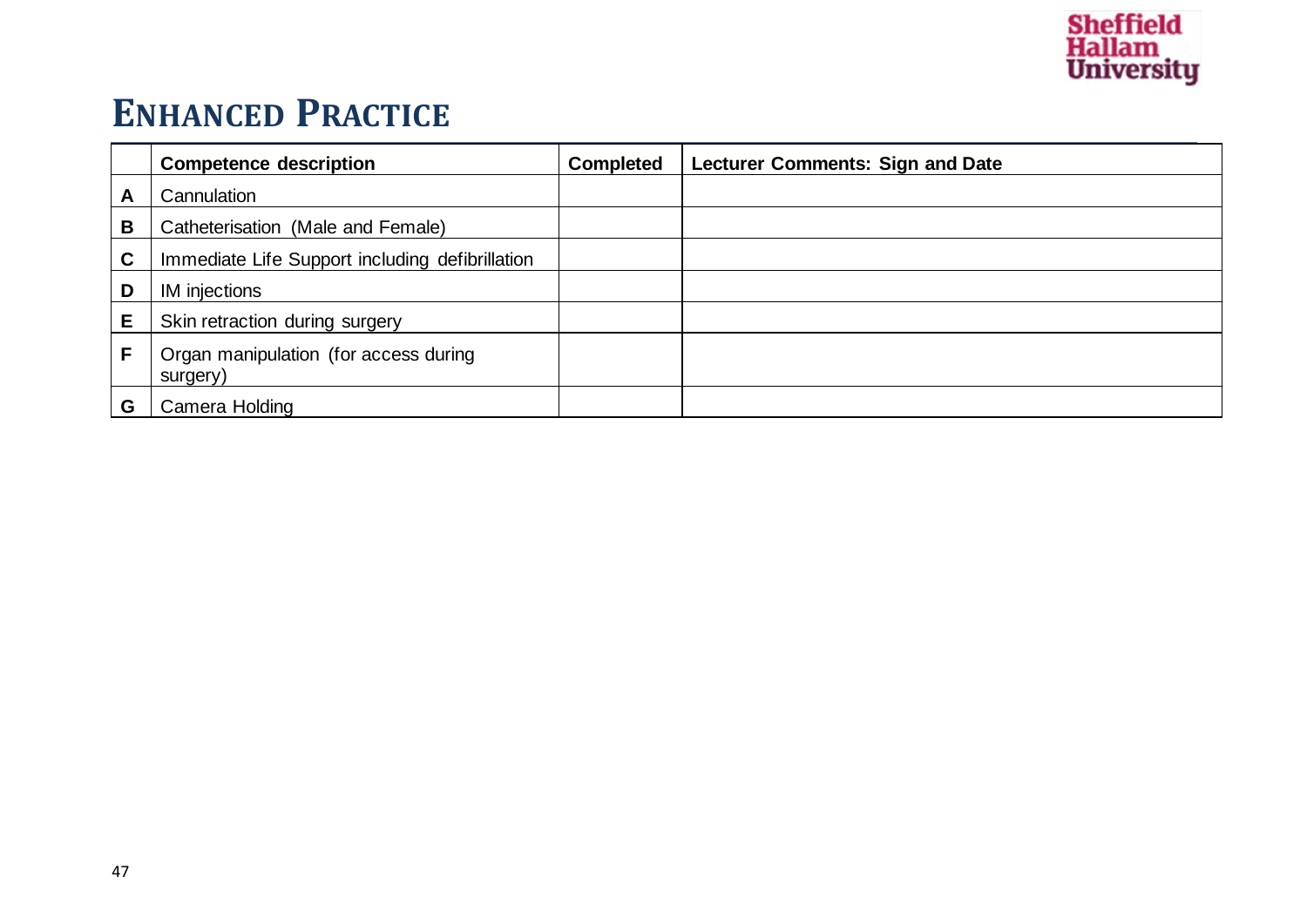# Enhanced Practice

| | Competence description | Completed | Lecturer Comments: Sign and Date |
|---|---|---|---|
| A | Cannulation | | |
| B | Catheterisation (Male and Female) | | |
| C | Immediate Life Support including defibrillation | | |
| D | IM injections | | |
| E | Skin retraction during surgery | | |
| F | Organ manipulation (for access during surgery) | | |
| G | Camera Holding | | |